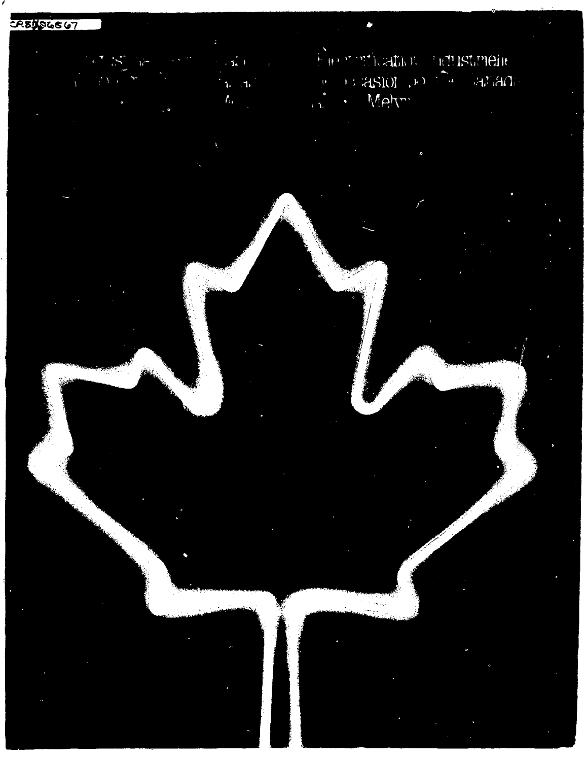CA8596567

Électrification industrielle

Melvin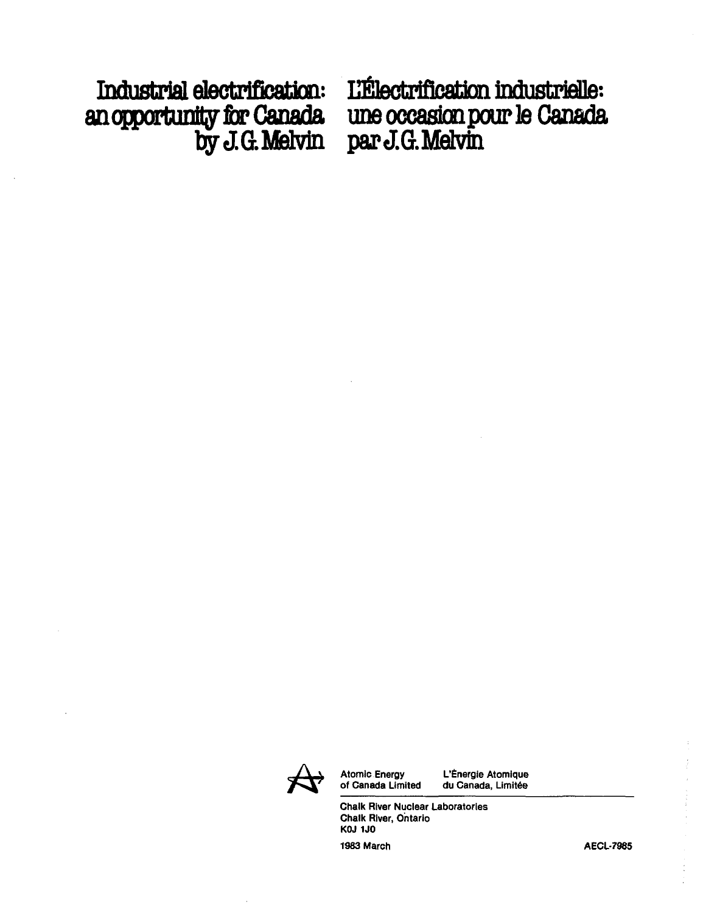# Industrial electrification: an opportunity for Canada

by J.G. Melvin

# L'Électrification industrielle: une occasion pour le Canada

par J.G. Melvin

Atomic Energy of Canada Limited

L'Énergie Atomique du Canada, Limitée

Chalk River Nuclear Laboratories
Chalk River, Ontario
K0J 1J0

1983 March

AECL-7985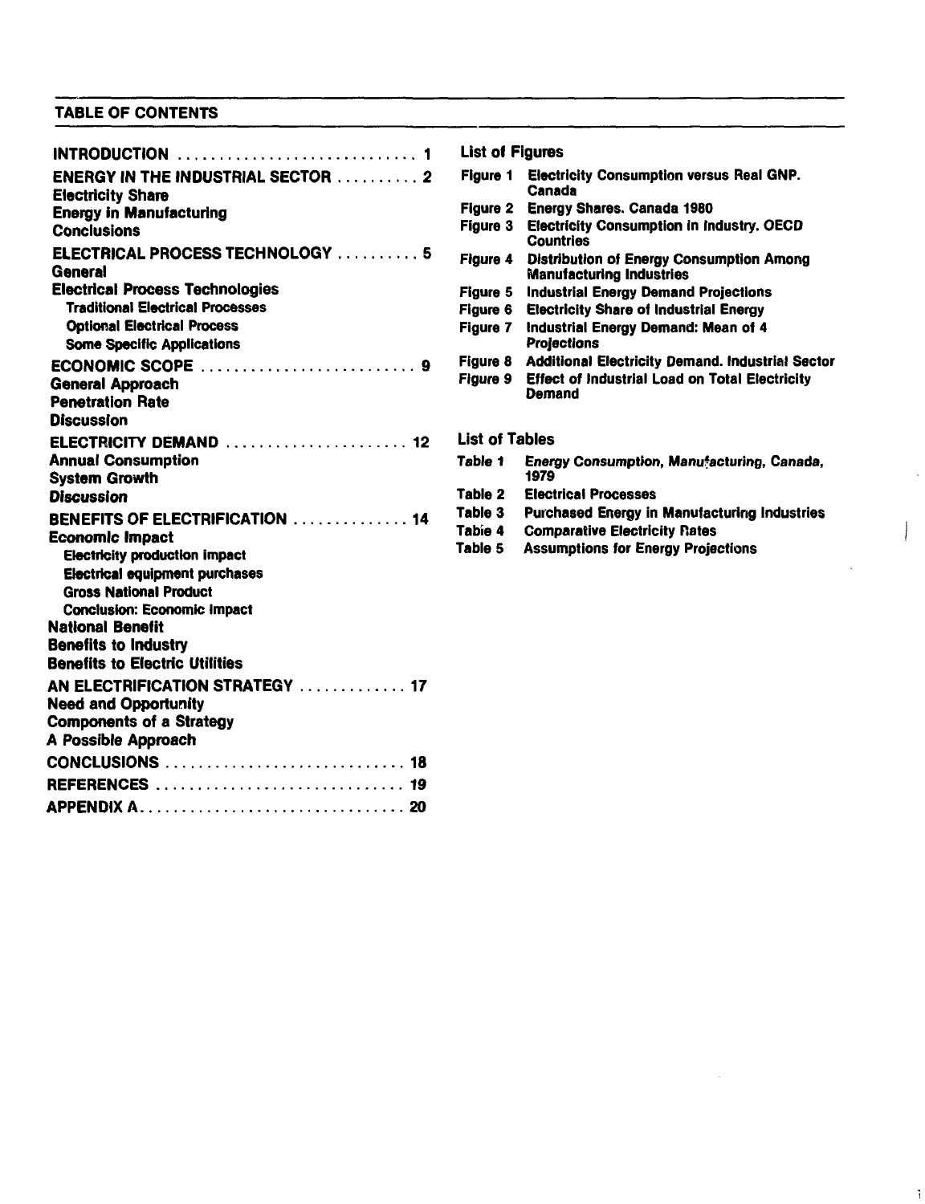## TABLE OF CONTENTS

**INTRODUCTION** .............................. 1

**ENERGY IN THE INDUSTRIAL SECTOR** .......... 2
- Electricity Share
- Energy in Manufacturing
- Conclusions

**ELECTRICAL PROCESS TECHNOLOGY** .......... 5
- General
- Electrical Process Technologies
  - Traditional Electrical Processes
  - Optional Electrical Process
  - Some Specific Applications

**ECONOMIC SCOPE** .......................... 9
- General Approach
- Penetration Rate
- Discussion

**ELECTRICITY DEMAND** ...................... 12
- Annual Consumption
- System Growth
- *Discussion*

**BENEFITS OF ELECTRIFICATION** .............. 14
- Economic Impact
  - Electricity production impact
  - Electrical equipment purchases
  - Gross National Product
  - Conclusion: Economic Impact
- National Benefit
- Benefits to Industry
- Benefits to Electric Utilities

**AN ELECTRIFICATION STRATEGY** ............. 17
- Need and Opportunity
- Components of a Strategy
- A Possible Approach

**CONCLUSIONS** ............................. 18

**REFERENCES** .............................. 19

**APPENDIX A** ............................... 20

### List of Figures

| | |
|---|---|
| Figure 1 | Electricity Consumption versus Real GNP. Canada |
| Figure 2 | Energy Shares. Canada 1980 |
| Figure 3 | Electricity Consumption in Industry. OECD Countries |
| Figure 4 | Distribution of Energy Consumption Among Manufacturing Industries |
| Figure 5 | Industrial Energy Demand Projections |
| Figure 6 | Electricity Share of Industrial Energy |
| Figure 7 | Industrial Energy Demand: Mean of 4 Projections |
| Figure 8 | Additional Electricity Demand. Industrial Sector |
| Figure 9 | Effect of Industrial Load on Total Electricity Demand |

### List of Tables

| | |
|---|---|
| Table 1 | *Energy Consumption, Manufacturing, Canada, 1979* |
| Table 2 | Electrical Processes |
| Table 3 | Purchased Energy in Manufacturing Industries |
| Table 4 | Comparative Electricity Rates |
| Table 5 | Assumptions for Energy Projections |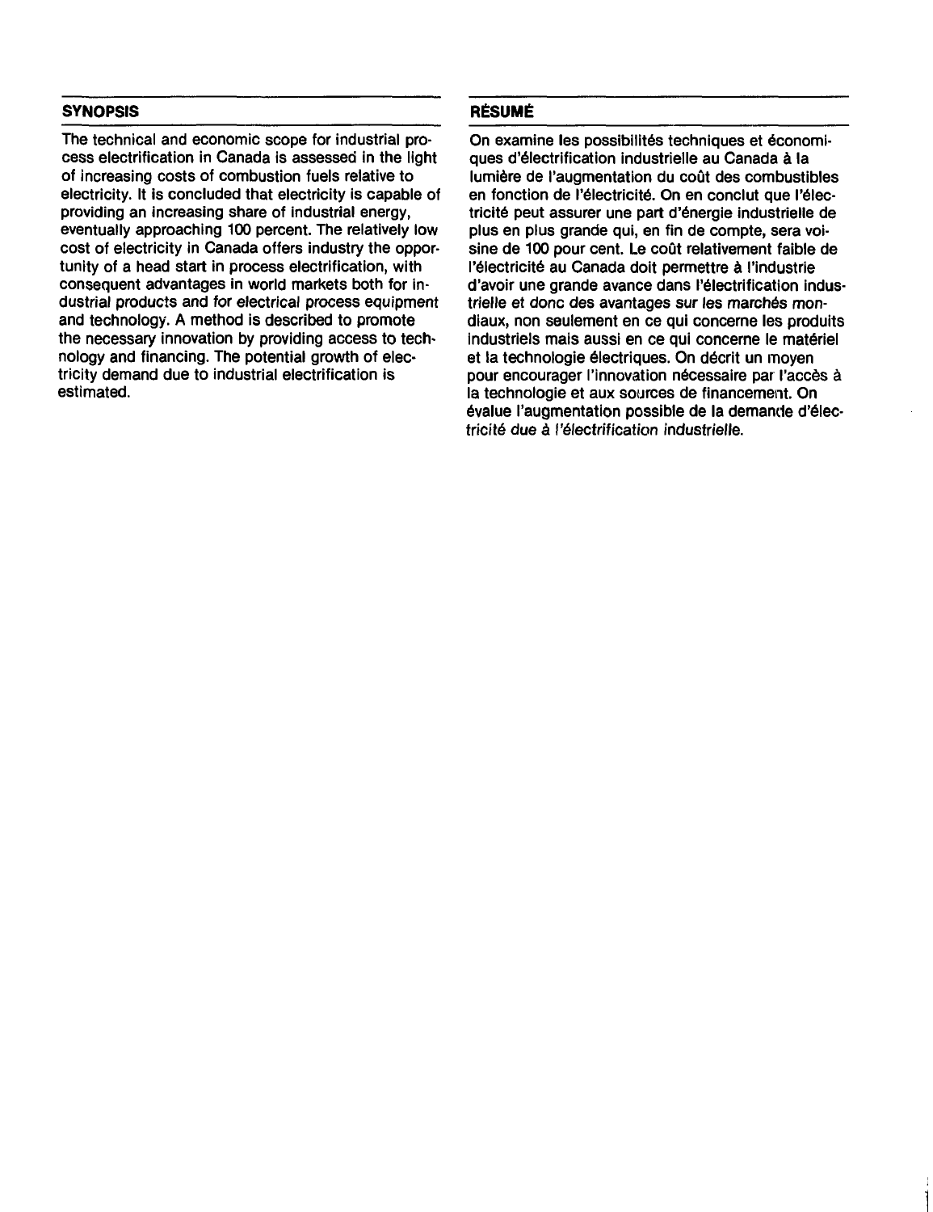## SYNOPSIS

The technical and economic scope for industrial process electrification in Canada is assessed in the light of increasing costs of combustion fuels relative to electricity. It is concluded that electricity is capable of providing an increasing share of industrial energy, eventually approaching 100 percent. The relatively low cost of electricity in Canada offers industry the opportunity of a head start in process electrification, with consequent advantages in world markets both for industrial products and for electrical process equipment and technology. A method is described to promote the necessary innovation by providing access to technology and financing. The potential growth of electricity demand due to industrial electrification is estimated.

## RÉSUMÉ

On examine les possibilités techniques et économiques d'électrification industrielle au Canada à la lumière de l'augmentation du coût des combustibles en fonction de l'électricité. On en conclut que l'électricité peut assurer une part d'énergie industrielle de plus en plus grande qui, en fin de compte, sera voisine de 100 pour cent. Le coût relativement faible de l'électricité au Canada doit permettre à l'industrie d'avoir une grande avance dans l'électrification industrielle et donc des avantages sur les marchés mondiaux, non seulement en ce qui concerne les produits industriels mais aussi en ce qui concerne le matériel et la technologie électriques. On décrit un moyen pour encourager l'innovation nécessaire par l'accès à la technologie et aux sources de financement. On évalue l'augmentation possible de la demande d'électricité due à l'électrification industrielle.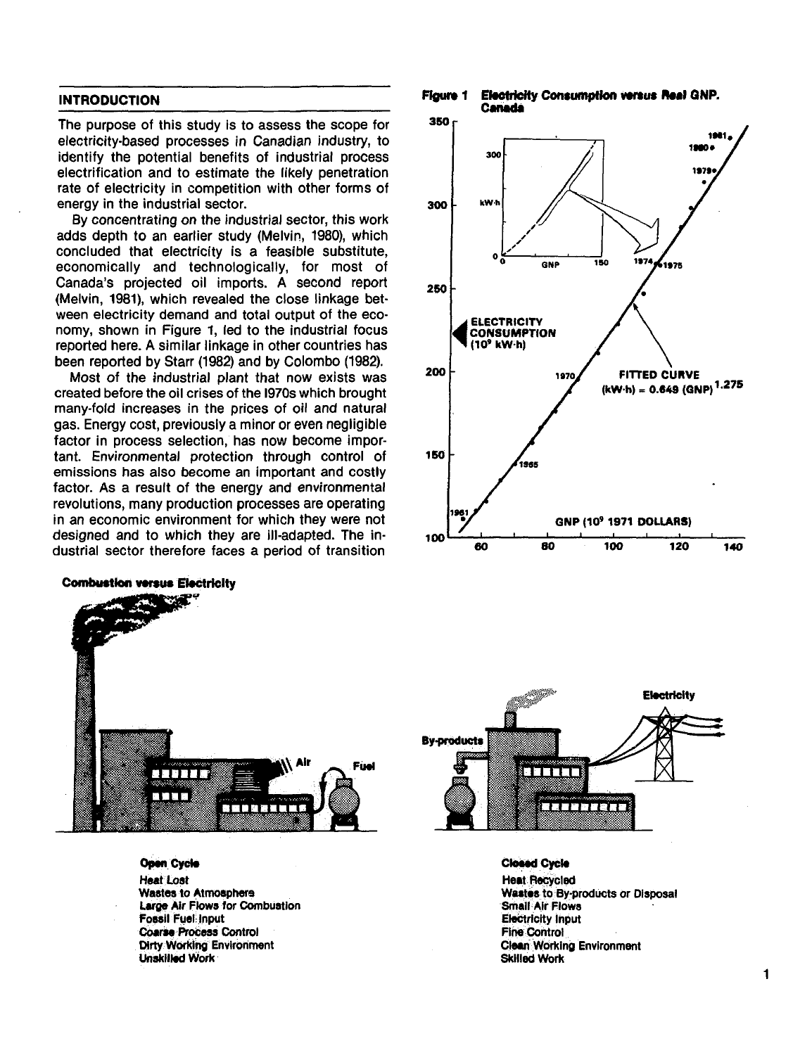## INTRODUCTION

The purpose of this study is to assess the scope for electricity-based processes in Canadian industry, to identify the potential benefits of industrial process electrification and to estimate the likely penetration rate of electricity in competition with other forms of energy in the industrial sector.

By concentrating on the industrial sector, this work adds depth to an earlier study (Melvin, 1980), which concluded that electricity is a feasible substitute, economically and technologically, for most of Canada's projected oil imports. A second report (Melvin, 1981), which revealed the close linkage between electricity demand and total output of the economy, shown in Figure 1, led to the industrial focus reported here. A similar linkage in other countries has been reported by Starr (1982) and by Colombo (1982).

Most of the industrial plant that now exists was created before the oil crises of the 1970s which brought many-fold increases in the prices of oil and natural gas. Energy cost, previously a minor or even negligible factor in process selection, has now become important. Environmental protection through control of emissions has also become an important and costly factor. As a result of the energy and environmental revolutions, many production processes are operating in an economic environment for which they were not designed and to which they are ill-adapted. The industrial sector therefore faces a period of transition

**Figure 1 Electricity Consumption versus Real GNP. Canada**

ELECTRICITY CONSUMPTION ($10^9$ kW·h)

GNP ($10^9$ 1971 DOLLARS)

FITTED CURVE (kW·h) = 0.649 (GNP)$^{1.275}$

**Combustion versus Electricity**

| Open Cycle | Closed Cycle |
|---|---|
| Heat Lost | Heat Recycled |
| Wastes to Atmosphere | Wastes to By-products or Disposal |
| Large Air Flows for Combustion | Small Air Flows |
| Fossil Fuel Input | Electricity Input |
| Coarse Process Control | Fine Control |
| Dirty Working Environment | Clean Working Environment |
| Unskilled Work | Skilled Work |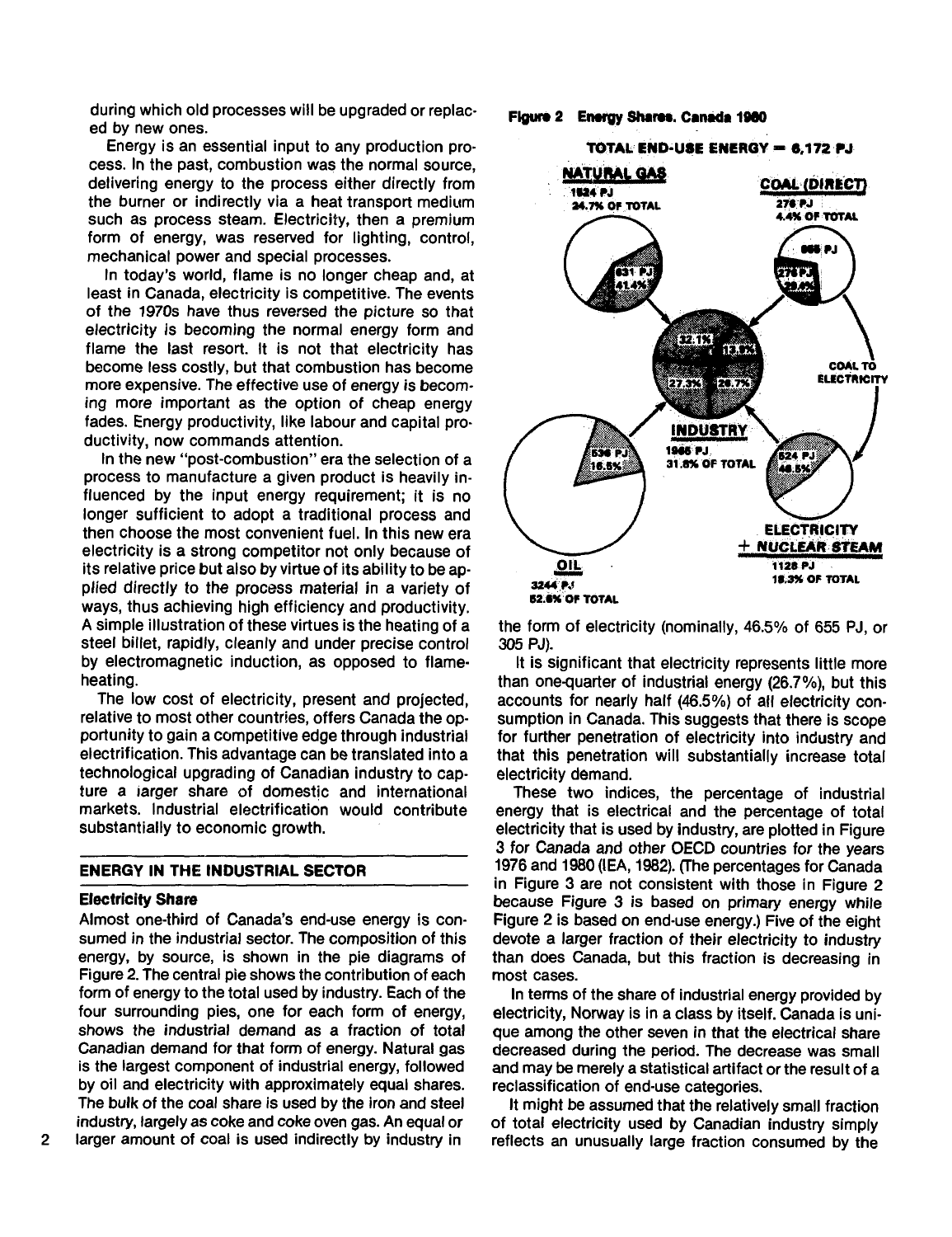during which old processes will be upgraded or replaced by new ones.

Energy is an essential input to any production process. In the past, combustion was the normal source, delivering energy to the process either directly from the burner or indirectly via a heat transport medium such as process steam. Electricity, then a premium form of energy, was reserved for lighting, control, mechanical power and special processes.

In today's world, flame is no longer cheap and, at least in Canada, electricity is competitive. The events of the 1970s have thus reversed the picture so that electricity is becoming the normal energy form and flame the last resort. It is not that electricity has become less costly, but that combustion has become more expensive. The effective use of energy is becoming more important as the option of cheap energy fades. Energy productivity, like labour and capital productivity, now commands attention.

In the new "post-combustion" era the selection of a process to manufacture a given product is heavily influenced by the input energy requirement; it is no longer sufficient to adopt a traditional process and then choose the most convenient fuel. In this new era electricity is a strong competitor not only because of its relative price but also by virtue of its ability to be applied directly to the process material in a variety of ways, thus achieving high efficiency and productivity. A simple illustration of these virtues is the heating of a steel billet, rapidly, cleanly and under precise control by electromagnetic induction, as opposed to flame-heating.

The low cost of electricity, present and projected, relative to most other countries, offers Canada the opportunity to gain a competitive edge through industrial electrification. This advantage can be translated into a technological upgrading of Canadian industry to capture a larger share of domestic and international markets. Industrial electrification would contribute substantially to economic growth.

## ENERGY IN THE INDUSTRIAL SECTOR

### Electricity Share

Almost one-third of Canada's end-use energy is consumed in the industrial sector. The composition of this energy, by source, is shown in the pie diagrams of Figure 2. The central pie shows the contribution of each form of energy to the total used by industry. Each of the four surrounding pies, one for each form of energy, shows the industrial demand as a fraction of total Canadian demand for that form of energy. Natural gas is the largest component of industrial energy, followed by oil and electricity with approximately equal shares. The bulk of the coal share is used by the iron and steel industry, largely as coke and coke oven gas. An equal or larger amount of coal is used indirectly by industry in the form of electricity (nominally, 46.5% of 655 PJ, or 305 PJ).

**Figure 2 Energy Shares. Canada 1980**

TOTAL END-USE ENERGY = 6,172 PJ

NATURAL GAS: 1524 PJ, 24.7% OF TOTAL (631 PJ, 41.4%)
COAL (DIRECT): 276 PJ, 4.4% OF TOTAL (276 PJ, 29.6%; 655 PJ coal to electricity)
INDUSTRY: 1965 PJ, 31.8% OF TOTAL (32.1%, 13.9%, 27.3%, 26.7%)
OIL: 3244 PJ, 52.6% OF TOTAL (536 PJ, 16.5%)
ELECTRICITY + NUCLEAR STEAM: 1128 PJ, 18.3% OF TOTAL (524 PJ, 46.5%)

It is significant that electricity represents little more than one-quarter of industrial energy (26.7%), but this accounts for nearly half (46.5%) of all electricity consumption in Canada. This suggests that there is scope for further penetration of electricity into industry and that this penetration will substantially increase total electricity demand.

These two indices, the percentage of industrial energy that is electrical and the percentage of total electricity that is used by industry, are plotted in Figure 3 for Canada and other OECD countries for the years 1976 and 1980 (IEA, 1982). (The percentages for Canada in Figure 3 are not consistent with those in Figure 2 because Figure 3 is based on primary energy while Figure 2 is based on end-use energy.) Five of the eight devote a larger fraction of their electricity to industry than does Canada, but this fraction is decreasing in most cases.

In terms of the share of industrial energy provided by electricity, Norway is in a class by itself. Canada is unique among the other seven in that the electrical share decreased during the period. The decrease was small and may be merely a statistical artifact or the result of a reclassification of end-use categories.

It might be assumed that the relatively small fraction of total electricity used by Canadian industry simply reflects an unusually large fraction consumed by the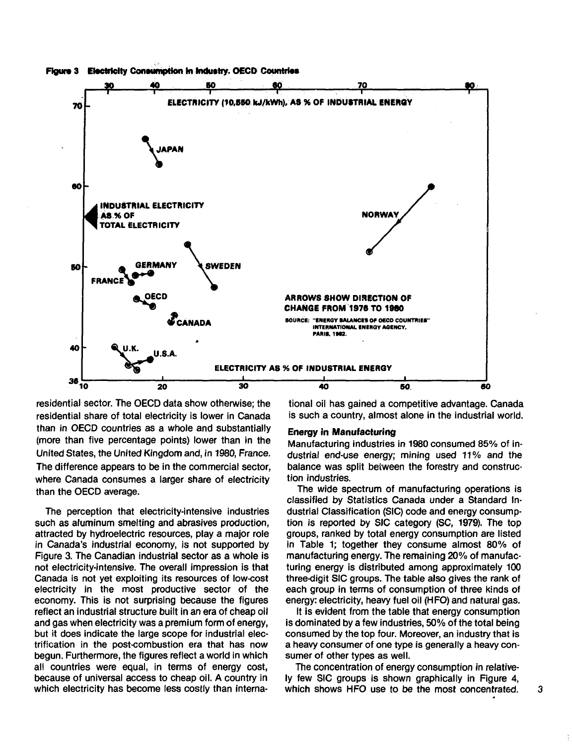**Figure 3 Electricity Consumption in Industry. OECD Countries**

residential sector. The OECD data show otherwise; the residential share of total electricity is lower in Canada than in OECD countries as a whole and substantially (more than five percentage points) lower than in the United States, the United Kingdom and, in 1980, France. The difference appears to be in the commercial sector, where Canada consumes a larger share of electricity than the OECD average.

The perception that electricity-intensive industries such as aluminum smelting and abrasives production, attracted by hydroelectric resources, play a major role in Canada's industrial economy, is not supported by Figure 3. The Canadian industrial sector as a whole is not electricity-intensive. The overall impression is that Canada is not yet exploiting its resources of low-cost electricity in the most productive sector of the economy. This is not surprising because the figures reflect an industrial structure built in an era of cheap oil and gas when electricity was a premium form of energy, but it does indicate the large scope for industrial electrification in the post-combustion era that has now begun. Furthermore, the figures reflect a world in which all countries were equal, in terms of energy cost, because of universal access to cheap oil. A country in which electricity has become less costly than international oil has gained a competitive advantage. Canada is such a country, almost alone in the industrial world.

### Energy in Manufacturing

Manufacturing industries in 1980 consumed 85% of industrial end-use energy; mining used 11% and the balance was split between the forestry and construction industries.

The wide spectrum of manufacturing operations is classified by Statistics Canada under a Standard Industrial Classification (SIC) code and energy consumption is reported by SIC category (SC, 1979). The top groups, ranked by total energy consumption are listed in Table 1; together they consume almost 80% of manufacturing energy. The remaining 20% of manufacturing energy is distributed among approximately 100 three-digit SIC groups. The table also gives the rank of each group in terms of consumption of three kinds of energy: electricity, heavy fuel oil (HFO) and natural gas.

It is evident from the table that energy consumption is dominated by a few industries, 50% of the total being consumed by the top four. Moreover, an industry that is a heavy consumer of one type is generally a heavy consumer of other types as well.

The concentration of energy consumption in relatively few SIC groups is shown graphically in Figure 4, which shows HFO use to be the most concentrated.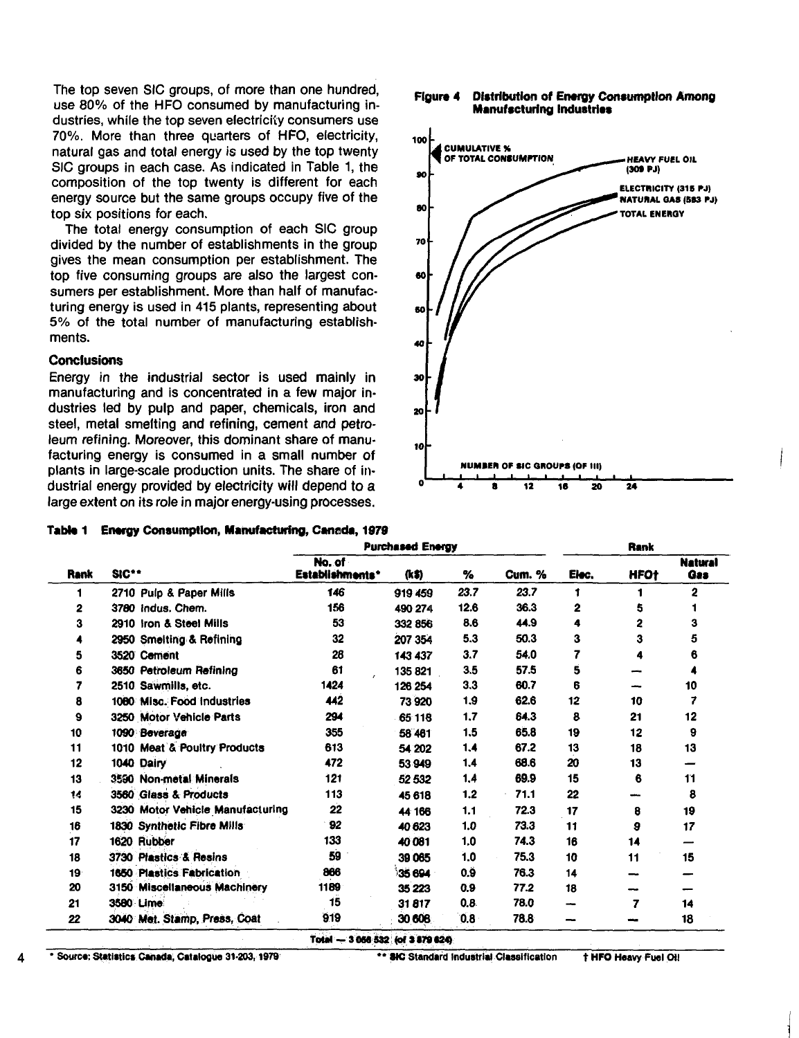The top seven SIC groups, of more than one hundred, use 80% of the HFO consumed by manufacturing industries, while the top seven electricity consumers use 70%. More than three quarters of HFO, electricity, natural gas and total energy is used by the top twenty SIC groups in each case. As indicated in Table 1, the composition of the top twenty is different for each energy source but the same groups occupy five of the top six positions for each.

The total energy consumption of each SIC group divided by the number of establishments in the group gives the mean consumption per establishment. The top five consuming groups are also the largest consumers per establishment. More than half of manufacturing energy is used in 415 plants, representing about 5% of the total number of manufacturing establishments.

### Conclusions

Energy in the industrial sector is used mainly in manufacturing and is concentrated in a few major industries led by pulp and paper, chemicals, iron and steel, metal smelting and refining, cement and petroleum refining. Moreover, this dominant share of manufacturing energy is consumed in a small number of plants in large-scale production units. The share of industrial energy provided by electricity will depend to a large extent on its role in major energy-using processes.

**Figure 4 Distribution of Energy Consumption Among Manufacturing Industries**

**Table 1 Energy Consumption, Manufacturing, Canada, 1979**

| | | Purchased Energy | | | | Rank | | |
|---|---|---|---|---|---|---|---|---|
| Rank | SIC** | No. of Establishments* | (k$) | % | Cum. % | Elec. | HFO† | Natural Gas |
| 1 | 2710 Pulp & Paper Mills | 146 | 919 459 | 23.7 | 23.7 | 1 | 1 | 2 |
| 2 | 3780 Indus. Chem. | 156 | 490 274 | 12.6 | 36.3 | 2 | 5 | 1 |
| 3 | 2910 Iron & Steel Mills | 53 | 332 856 | 8.6 | 44.9 | 4 | 2 | 3 |
| 4 | 2950 Smelting & Refining | 32 | 207 354 | 5.3 | 50.3 | 3 | 3 | 5 |
| 5 | 3520 Cement | 28 | 143 437 | 3.7 | 54.0 | 7 | 4 | 6 |
| 6 | 3650 Petroleum Refining | 61 | 135 821 | 3.5 | 57.5 | 5 | — | 4 |
| 7 | 2510 Sawmills, etc. | 1424 | 126 254 | 3.3 | 60.7 | 6 | — | 10 |
| 8 | 1080 Misc. Food Industries | 442 | 73 920 | 1.9 | 62.6 | 12 | 10 | 7 |
| 9 | 3250 Motor Vehicle Parts | 294 | 65 118 | 1.7 | 64.3 | 8 | 21 | 12 |
| 10 | 1090 Beverage | 355 | 58 461 | 1.5 | 65.8 | 19 | 12 | 9 |
| 11 | 1010 Meat & Poultry Products | 613 | 54 202 | 1.4 | 67.2 | 13 | 18 | 13 |
| 12 | 1040 Dairy | 472 | 53 949 | 1.4 | 68.6 | 20 | 13 | — |
| 13 | 3590 Non-metal Minerals | 121 | 52 532 | 1.4 | 69.9 | 15 | 6 | 11 |
| 14 | 3560 Glass & Products | 113 | 45 618 | 1.2 | 71.1 | 22 | — | 8 |
| 15 | 3230 Motor Vehicle Manufacturing | 22 | 44 166 | 1.1 | 72.3 | 17 | 8 | 19 |
| 16 | 1830 Synthetic Fibre Mills | 92 | 40 623 | 1.0 | 73.3 | 11 | 9 | 17 |
| 17 | 1620 Rubber | 133 | 40 081 | 1.0 | 74.3 | 16 | 14 | — |
| 18 | 3730 Plastics & Resins | 59 | 39 065 | 1.0 | 75.3 | 10 | 11 | 15 |
| 19 | 1650 Plastics Fabrication | 866 | 35 694 | 0.9 | 76.3 | 14 | — | — |
| 20 | 3150 Miscellaneous Machinery | 1189 | 35 223 | 0.9 | 77.2 | 18 | — | — |
| 21 | 3580 Lime | 15 | 31 817 | 0.8 | 78.0 | — | 7 | 14 |
| 22 | 3040 Met. Stamp, Press, Coat | 919 | 30 608 | 0.8 | 78.8 | — | — | 18 |
| | | | Total — 3 056 532 (of 3 879 624) | | | | | |

\* Source: Statistics Canada, Catalogue 31-203, 1979 ** SIC Standard Industrial Classification † HFO Heavy Fuel Oil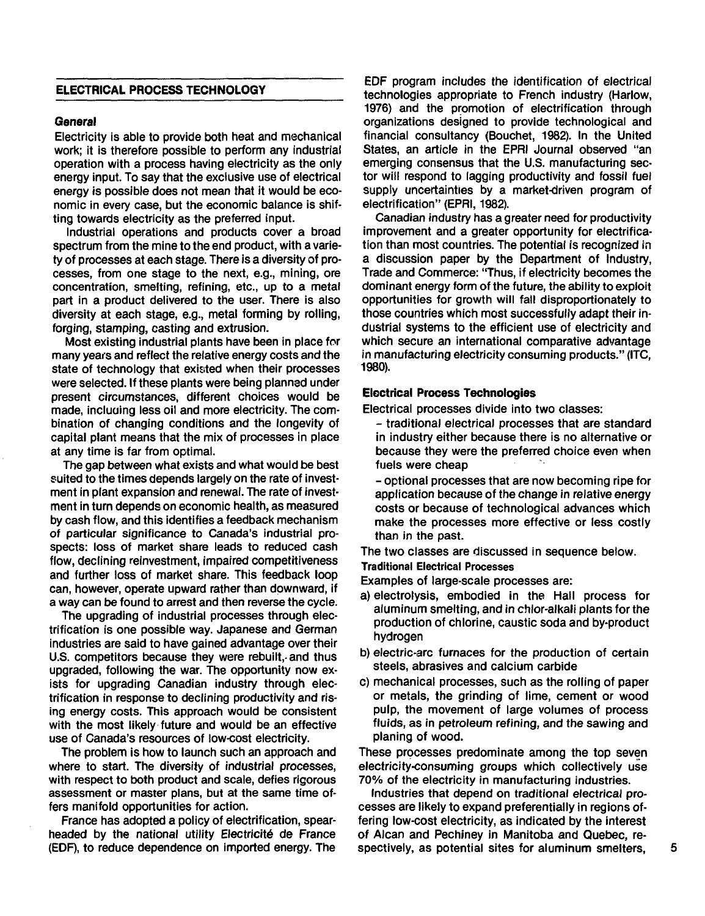## ELECTRICAL PROCESS TECHNOLOGY

### General

Electricity is able to provide both heat and mechanical work; it is therefore possible to perform any industrial operation with a process having electricity as the only energy input. To say that the exclusive use of electrical energy is possible does not mean that it would be economic in every case, but the economic balance is shifting towards electricity as the preferred input.

Industrial operations and products cover a broad spectrum from the mine to the end product, with a variety of processes at each stage. There is a diversity of processes, from one stage to the next, e.g., mining, ore concentration, smelting, refining, etc., up to a metal part in a product delivered to the user. There is also diversity at each stage, e.g., metal forming by rolling, forging, stamping, casting and extrusion.

Most existing industrial plants have been in place for many years and reflect the relative energy costs and the state of technology that existed when their processes were selected. If these plants were being planned under present circumstances, different choices would be made, including less oil and more electricity. The combination of changing conditions and the longevity of capital plant means that the mix of processes in place at any time is far from optimal.

The gap between what exists and what would be best suited to the times depends largely on the rate of investment in plant expansion and renewal. The rate of investment in turn depends on economic health, as measured by cash flow, and this identifies a feedback mechanism of particular significance to Canada's industrial prospects: loss of market share leads to reduced cash flow, declining reinvestment, impaired competitiveness and further loss of market share. This feedback loop can, however, operate upward rather than downward, if a way can be found to arrest and then reverse the cycle.

The upgrading of industrial processes through electrification is one possible way. Japanese and German industries are said to have gained advantage over their U.S. competitors because they were rebuilt, and thus upgraded, following the war. The opportunity now exists for upgrading Canadian industry through electrification in response to declining productivity and rising energy costs. This approach would be consistent with the most likely future and would be an effective use of Canada's resources of low-cost electricity.

The problem is how to launch such an approach and where to start. The diversity of industrial processes, with respect to both product and scale, defies rigorous assessment or master plans, but at the same time offers manifold opportunities for action.

France has adopted a policy of electrification, spearheaded by the national utility Electricité de France (EDF), to reduce dependence on imported energy. The EDF program includes the identification of electrical technologies appropriate to French industry (Harlow, 1976) and the promotion of electrification through organizations designed to provide technological and financial consultancy (Bouchet, 1982). In the United States, an article in the EPRI Journal observed "an emerging consensus that the U.S. manufacturing sector will respond to lagging productivity and fossil fuel supply uncertainties by a market-driven program of electrification" (EPRI, 1982).

Canadian industry has a greater need for productivity improvement and a greater opportunity for electrification than most countries. The potential is recognized in a discussion paper by the Department of Industry, Trade and Commerce: "Thus, if electricity becomes the dominant energy form of the future, the ability to exploit opportunities for growth will fall disproportionately to those countries which most successfully adapt their industrial systems to the efficient use of electricity and which secure an international comparative advantage in manufacturing electricity consuming products." (ITC, 1980).

### Electrical Process Technologies

Electrical processes divide into two classes:

- traditional electrical processes that are standard in industry either because there is no alternative or because they were the preferred choice even when fuels were cheap
- optional processes that are now becoming ripe for application because of the change in relative energy costs or because of technological advances which make the processes more effective or less costly than in the past.

The two classes are discussed in sequence below.

#### Traditional Electrical Processes

Examples of large-scale processes are:

a) electrolysis, embodied in the Hall process for aluminum smelting, and in chlor-alkali plants for the production of chlorine, caustic soda and by-product hydrogen

b) electric-arc furnaces for the production of certain steels, abrasives and calcium carbide

c) mechanical processes, such as the rolling of paper or metals, the grinding of lime, cement or wood pulp, the movement of large volumes of process fluids, as in petroleum refining, and the sawing and planing of wood.

These processes predominate among the top seven electricity-consuming groups which collectively use 70% of the electricity in manufacturing industries.

Industries that depend on traditional electrical processes are likely to expand preferentially in regions offering low-cost electricity, as indicated by the interest of Alcan and Pechiney in Manitoba and Quebec, respectively, as potential sites for aluminum smelters,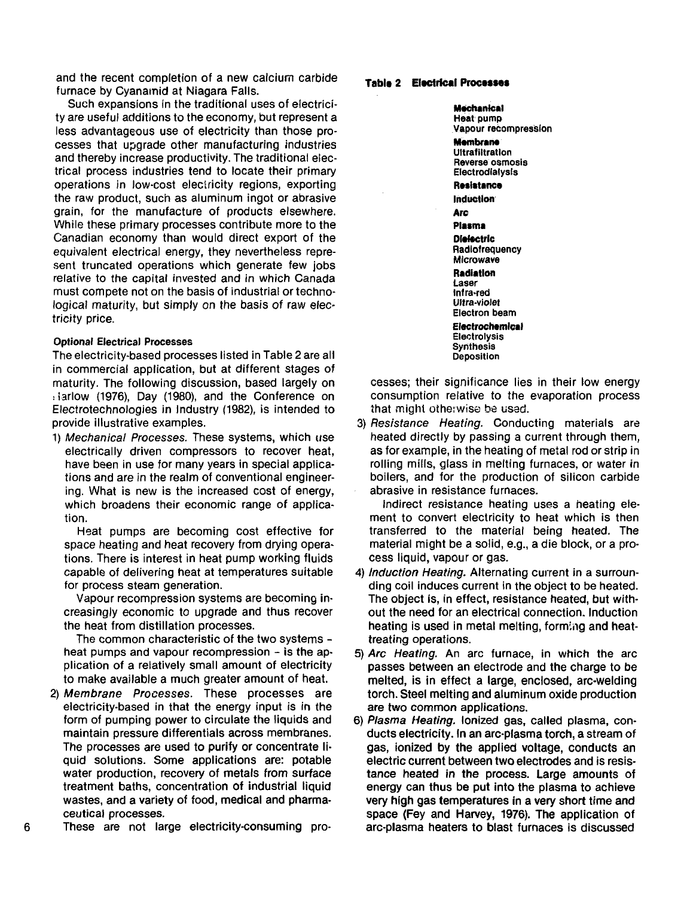and the recent completion of a new calcium carbide furnace by Cyanamid at Niagara Falls.

Such expansions in the traditional uses of electricity are useful additions to the economy, but represent a less advantageous use of electricity than those processes that upgrade other manufacturing industries and thereby increase productivity. The traditional electrical process industries tend to locate their primary operations in low-cost electricity regions, exporting the raw product, such as aluminum ingot or abrasive grain, for the manufacture of products elsewhere. While these primary processes contribute more to the Canadian economy than would direct export of the equivalent electrical energy, they nevertheless represent truncated operations which generate few jobs relative to the capital invested and in which Canada must compete not on the basis of industrial or technological maturity, but simply on the basis of raw electricity price.

### Optional Electrical Processes

The electricity-based processes listed in Table 2 are all in commercial application, but at different stages of maturity. The following discussion, based largely on Harlow (1976), Day (1980), and the Conference on Electrotechnologies in Industry (1982), is intended to provide illustrative examples.

**Table 2 Electrical Processes**

**Mechanical**
Heat pump
Vapour recompression

**Membrane**
Ultrafiltration
Reverse osmosis
Electrodialysis

**Resistance**

**Induction**

**Arc**

**Plasma**

**Dielectric**
Radiofrequency
Microwave

**Radiation**
Laser
Infra-red
Ultra-violet
Electron beam

**Electrochemical**
Electrolysis
Synthesis
Deposition

1) *Mechanical Processes.* These systems, which use electrically driven compressors to recover heat, have been in use for many years in special applications and are in the realm of conventional engineering. What is new is the increased cost of energy, which broadens their economic range of application.

   Heat pumps are becoming cost effective for space heating and heat recovery from drying operations. There is interest in heat pump working fluids capable of delivering heat at temperatures suitable for process steam generation.

   Vapour recompression systems are becoming increasingly economic to upgrade and thus recover the heat from distillation processes.

   The common characteristic of the two systems – heat pumps and vapour recompression – is the application of a relatively small amount of electricity to make available a much greater amount of heat.

2) *Membrane Processes.* These processes are electricity-based in that the energy input is in the form of pumping power to circulate the liquids and maintain pressure differentials across membranes. The processes are used to purify or concentrate liquid solutions. Some applications are: potable water production, recovery of metals from surface treatment baths, concentration of industrial liquid wastes, and a variety of food, medical and pharmaceutical processes.

   These are not large electricity-consuming processes; their significance lies in their low energy consumption relative to the evaporation process that might otherwise be used.

3) *Resistance Heating.* Conducting materials are heated directly by passing a current through them, as for example, in the heating of metal rod or strip in rolling mills, glass in melting furnaces, or water in boilers, and for the production of silicon carbide abrasive in resistance furnaces.

   Indirect resistance heating uses a heating element to convert electricity to heat which is then transferred to the material being heated. The material might be a solid, e.g., a die block, or a process liquid, vapour or gas.

4) *Induction Heating.* Alternating current in a surrounding coil induces current in the object to be heated. The object is, in effect, resistance heated, but without the need for an electrical connection. Induction heating is used in metal melting, forming and heat-treating operations.

5) *Arc Heating.* An arc furnace, in which the arc passes between an electrode and the charge to be melted, is in effect a large, enclosed, arc-welding torch. Steel melting and aluminum oxide production are two common applications.

6) *Plasma Heating.* Ionized gas, called plasma, conducts electricity. In an arc-plasma torch, a stream of gas, ionized by the applied voltage, conducts an electric current between two electrodes and is resistance heated in the process. Large amounts of energy can thus be put into the plasma to achieve very high gas temperatures in a very short time and space (Fey and Harvey, 1976). The application of arc-plasma heaters to blast furnaces is discussed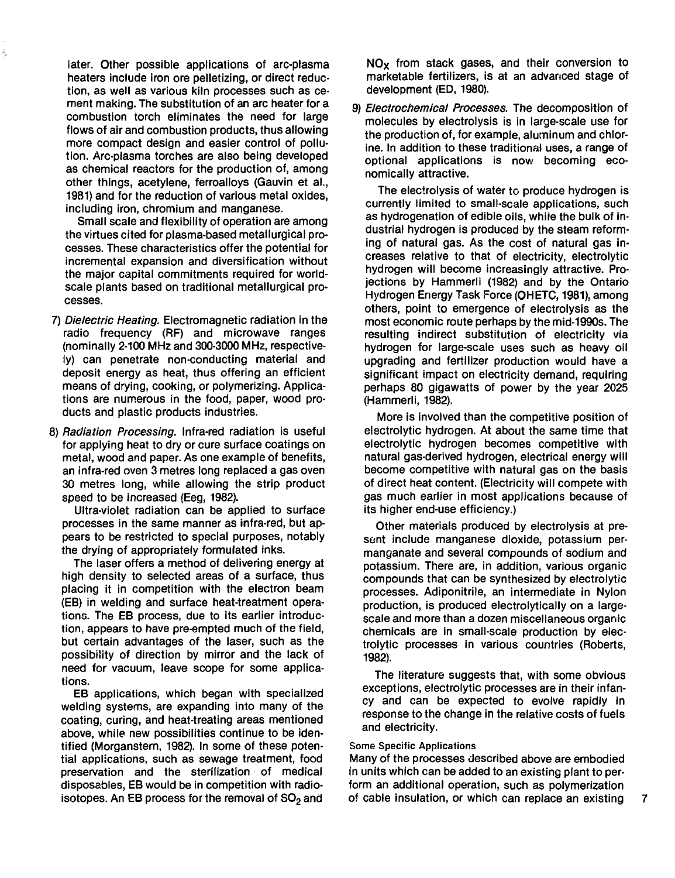later. Other possible applications of arc-plasma heaters include iron ore pelletizing, or direct reduction, as well as various kiln processes such as cement making. The substitution of an arc heater for a combustion torch eliminates the need for large flows of air and combustion products, thus allowing more compact design and easier control of pollution. Arc-plasma torches are also being developed as chemical reactors for the production of, among other things, acetylene, ferroalloys (Gauvin et al., 1981) and for the reduction of various metal oxides, including iron, chromium and manganese.

Small scale and flexibility of operation are among the virtues cited for plasma-based metallurgical processes. These characteristics offer the potential for incremental expansion and diversification without the major capital commitments required for world-scale plants based on traditional metallurgical processes.

7) *Dielectric Heating.* Electromagnetic radiation in the radio frequency (RF) and microwave ranges (nominally 2-100 MHz and 300-3000 MHz, respectively) can penetrate non-conducting material and deposit energy as heat, thus offering an efficient means of drying, cooking, or polymerizing. Applications are numerous in the food, paper, wood products and plastic products industries.

8) *Radiation Processing.* Infra-red radiation is useful for applying heat to dry or cure surface coatings on metal, wood and paper. As one example of benefits, an infra-red oven 3 metres long replaced a gas oven 30 metres long, while allowing the strip product speed to be increased (Eeg, 1982).

Ultra-violet radiation can be applied to surface processes in the same manner as infra-red, but appears to be restricted to special purposes, notably the drying of appropriately formulated inks.

The laser offers a method of delivering energy at high density to selected areas of a surface, thus placing it in competition with the electron beam (EB) in welding and surface heat-treatment operations. The EB process, due to its earlier introduction, appears to have pre-empted much of the field, but certain advantages of the laser, such as the possibility of direction by mirror and the lack of need for vacuum, leave scope for some applications.

EB applications, which began with specialized welding systems, are expanding into many of the coating, curing, and heat-treating areas mentioned above, while new possibilities continue to be identified (Morganstern, 1982). In some of these potential applications, such as sewage treatment, food preservation and the sterilization of medical disposables, EB would be in competition with radioisotopes. An EB process for the removal of $SO_2$ and $NO_X$ from stack gases, and their conversion to marketable fertilizers, is at an advanced stage of development (ED, 1980).

9) *Electrochemical Processes.* The decomposition of molecules by electrolysis is in large-scale use for the production of, for example, aluminum and chlorine. In addition to these traditional uses, a range of optional applications is now becoming economically attractive.

The electrolysis of water to produce hydrogen is currently limited to small-scale applications, such as hydrogenation of edible oils, while the bulk of industrial hydrogen is produced by the steam reforming of natural gas. As the cost of natural gas increases relative to that of electricity, electrolytic hydrogen will become increasingly attractive. Projections by Hammerli (1982) and by the Ontario Hydrogen Energy Task Force (OHETC, 1981), among others, point to emergence of electrolysis as the most economic route perhaps by the mid-1990s. The resulting indirect substitution of electricity via hydrogen for large-scale uses such as heavy oil upgrading and fertilizer production would have a significant impact on electricity demand, requiring perhaps 80 gigawatts of power by the year 2025 (Hammerli, 1982).

More is involved than the competitive position of electrolytic hydrogen. At about the same time that electrolytic hydrogen becomes competitive with natural gas-derived hydrogen, electrical energy will become competitive with natural gas on the basis of direct heat content. (Electricity will compete with gas much earlier in most applications because of its higher end-use efficiency.)

Other materials produced by electrolysis at present include manganese dioxide, potassium permanganate and several compounds of sodium and potassium. There are, in addition, various organic compounds that can be synthesized by electrolytic processes. Adiponitrile, an intermediate in Nylon production, is produced electrolytically on a large-scale and more than a dozen miscellaneous organic chemicals are in small-scale production by electrolytic processes in various countries (Roberts, 1982).

The literature suggests that, with some obvious exceptions, electrolytic processes are in their infancy and can be expected to evolve rapidly in response to the change in the relative costs of fuels and electricity.

#### Some Specific Applications

Many of the processes described above are embodied in units which can be added to an existing plant to perform an additional operation, such as polymerization of cable insulation, or which can replace an existing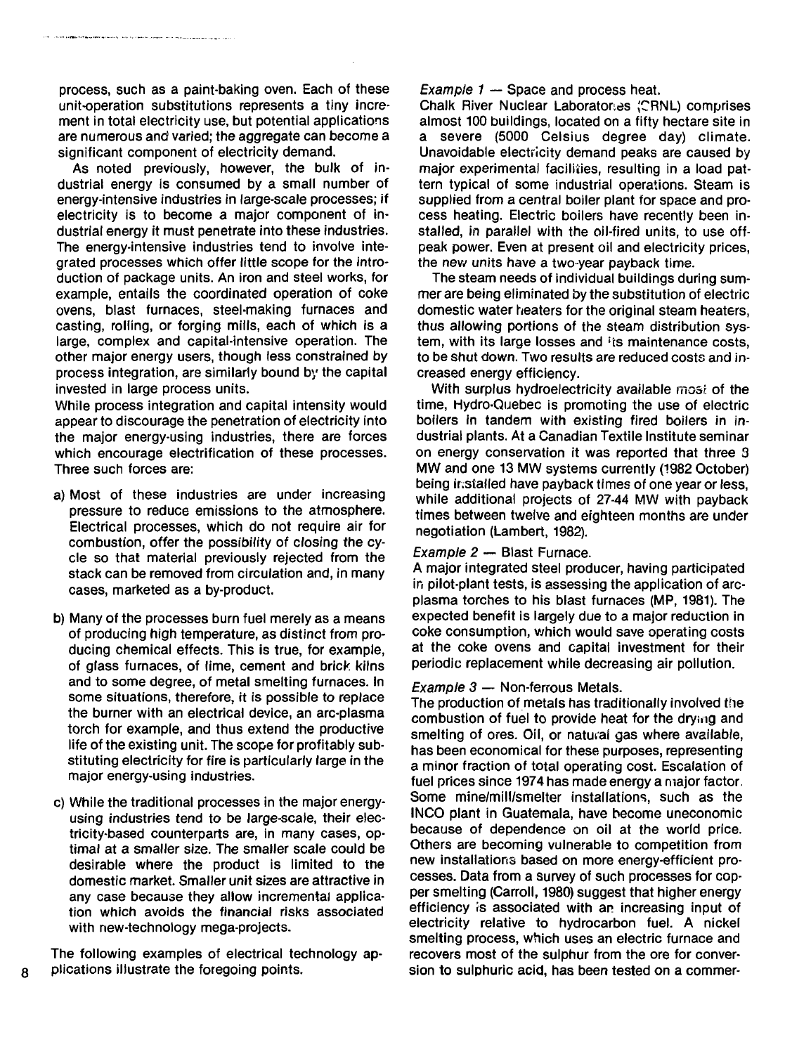process, such as a paint-baking oven. Each of these unit-operation substitutions represents a tiny increment in total electricity use, but potential applications are numerous and varied; the aggregate can become a significant component of electricity demand.

As noted previously, however, the bulk of industrial energy is consumed by a small number of energy-intensive industries in large-scale processes; if electricity is to become a major component of industrial energy it must penetrate into these industries. The energy-intensive industries tend to involve integrated processes which offer little scope for the introduction of package units. An iron and steel works, for example, entails the coordinated operation of coke ovens, blast furnaces, steel-making furnaces and casting, rolling, or forging mills, each of which is a large, complex and capital-intensive operation. The other major energy users, though less constrained by process integration, are similarly bound by the capital invested in large process units.

While process integration and capital intensity would appear to discourage the penetration of electricity into the major energy-using industries, there are forces which encourage electrification of these processes. Three such forces are:

a) Most of these industries are under increasing pressure to reduce emissions to the atmosphere. Electrical processes, which do not require air for combustion, offer the possibility of closing the cycle so that material previously rejected from the stack can be removed from circulation and, in many cases, marketed as a by-product.

b) Many of the processes burn fuel merely as a means of producing high temperature, as distinct from producing chemical effects. This is true, for example, of glass furnaces, of lime, cement and brick kilns and to some degree, of metal smelting furnaces. In some situations, therefore, it is possible to replace the burner with an electrical device, an arc-plasma torch for example, and thus extend the productive life of the existing unit. The scope for profitably substituting electricity for fire is particularly large in the major energy-using industries.

c) While the traditional processes in the major energy-using industries tend to be large-scale, their electricity-based counterparts are, in many cases, optimal at a smaller size. The smaller scale could be desirable where the product is limited to the domestic market. Smaller unit sizes are attractive in any case because they allow incremental application which avoids the financial risks associated with new-technology mega-projects.

The following examples of electrical technology applications illustrate the foregoing points.

*Example 1* — Space and process heat.

Chalk River Nuclear Laboratories (CRNL) comprises almost 100 buildings, located on a fifty hectare site in a severe (5000 Celsius degree day) climate. Unavoidable electricity demand peaks are caused by major experimental facilities, resulting in a load pattern typical of some industrial operations. Steam is supplied from a central boiler plant for space and process heating. Electric boilers have recently been installed, in parallel with the oil-fired units, to use off-peak power. Even at present oil and electricity prices, the new units have a two-year payback time.

The steam needs of individual buildings during summer are being eliminated by the substitution of electric domestic water heaters for the original steam heaters, thus allowing portions of the steam distribution system, with its large losses and its maintenance costs, to be shut down. Two results are reduced costs and increased energy efficiency.

With surplus hydroelectricity available most of the time, Hydro-Quebec is promoting the use of electric boilers in tandem with existing fired boilers in industrial plants. At a Canadian Textile Institute seminar on energy conservation it was reported that three 3 MW and one 13 MW systems currently (1982 October) being installed have payback times of one year or less, while additional projects of 27-44 MW with payback times between twelve and eighteen months are under negotiation (Lambert, 1982).

*Example 2* — Blast Furnace.

A major integrated steel producer, having participated in pilot-plant tests, is assessing the application of arc-plasma torches to his blast furnaces (MP, 1981). The expected benefit is largely due to a major reduction in coke consumption, which would save operating costs at the coke ovens and capital investment for their periodic replacement while decreasing air pollution.

*Example 3* — Non-ferrous Metals.

The production of metals has traditionally involved the combustion of fuel to provide heat for the drying and smelting of ores. Oil, or natural gas where available, has been economical for these purposes, representing a minor fraction of total operating cost. Escalation of fuel prices since 1974 has made energy a major factor. Some mine/mill/smelter installations, such as the INCO plant in Guatemala, have become uneconomic because of dependence on oil at the world price. Others are becoming vulnerable to competition from new installations based on more energy-efficient processes. Data from a survey of such processes for copper smelting (Carroll, 1980) suggest that higher energy efficiency is associated with an increasing input of electricity relative to hydrocarbon fuel. A nickel smelting process, which uses an electric furnace and recovers most of the sulphur from the ore for conversion to sulphuric acid, has been tested on a commer-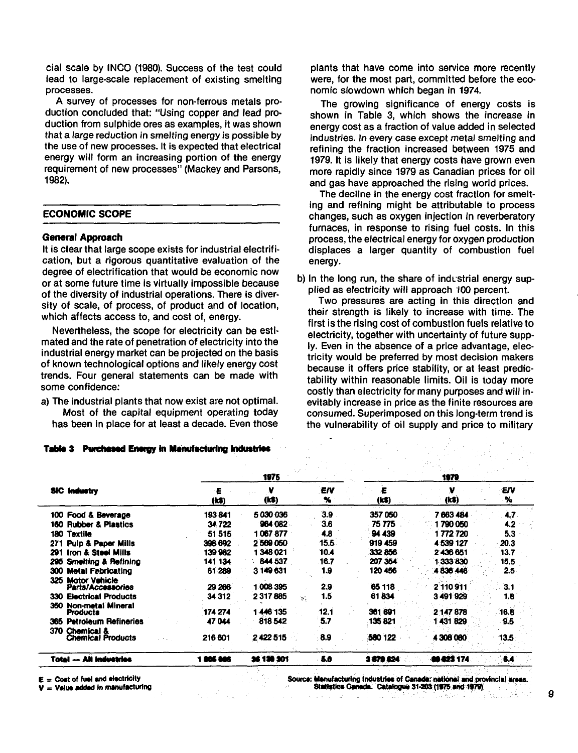cial scale by INCO (1980). Success of the test could lead to large-scale replacement of existing smelting processes.

A survey of processes for non-ferrous metals production concluded that: "Using copper and lead production from sulphide ores as examples, it was shown that a large reduction in smelting energy is possible by the use of new processes. It is expected that electrical energy will form an increasing portion of the energy requirement of new processes" (Mackey and Parsons, 1982).

## ECONOMIC SCOPE

### General Approach

It is clear that large scope exists for industrial electrification, but a rigorous quantitative evaluation of the degree of electrification that would be economic now or at some future time is virtually impossible because of the diversity of industrial operations. There is diversity of scale, of process, of product and of location, which affects access to, and cost of, energy.

Nevertheless, the scope for electricity can be estimated and the rate of penetration of electricity into the industrial energy market can be projected on the basis of known technological options and likely energy cost trends. Four general statements can be made with some confidence:

a) The industrial plants that now exist are not optimal.

Most of the capital equipment operating today has been in place for at least a decade. Even those plants that have come into service more recently were, for the most part, committed before the economic slowdown which began in 1974.

The growing significance of energy costs is shown in Table 3, which shows the increase in energy cost as a fraction of value added in selected industries. In every case except metal smelting and refining the fraction increased between 1975 and 1979. It is likely that energy costs have grown even more rapidly since 1979 as Canadian prices for oil and gas have approached the rising world prices.

The decline in the energy cost fraction for smelting and refining might be attributable to process changes, such as oxygen injection in reverberatory furnaces, in response to rising fuel costs. In this process, the electrical energy for oxygen production displaces a larger quantity of combustion fuel energy.

b) In the long run, the share of industrial energy supplied as electricity will approach 100 percent.

Two pressures are acting in this direction and their strength is likely to increase with time. The first is the rising cost of combustion fuels relative to electricity, together with uncertainty of future supply. Even in the absence of a price advantage, electricity would be preferred by most decision makers because it offers price stability, or at least predictability within reasonable limits. Oil is today more costly than electricity for many purposes and will inevitably increase in price as the finite resources are consumed. Superimposed on this long-term trend is the vulnerability of oil supply and price to military

**Table 3 Purchased Energy in Manufacturing Industries**

| SIC Industry | 1975 | | | 1979 | | |
|---|---|---|---|---|---|---|
| | E (k$) | V (k$) | E/V % | E (k$) | V (k$) | E/V % |
| 100 Food & Beverage | 193 841 | 5 030 036 | 3.9 | 357 050 | 7 663 484 | 4.7 |
| 160 Rubber & Plastics | 34 722 | 964 082 | 3.6 | 75 775 | 1 790 050 | 4.2 |
| 180 Textile | 51 515 | 1 067 877 | 4.8 | 94 439 | 1 772 720 | 5.3 |
| 271 Pulp & Paper Mills | 398 692 | 2 569 050 | 15.5 | 919 459 | 4 539 127 | 20.3 |
| 291 Iron & Steel Mills | 139 982 | 1 348 021 | 10.4 | 332 856 | 2 436 651 | 13.7 |
| 295 Smelting & Refining | 141 134 | 844 537 | 16.7 | 207 354 | 1 333 830 | 15.5 |
| 300 Metal Fabricating | 61 289 | 3 149 631 | 1.9 | 120 456 | 4 836 446 | 2.5 |
| 325 Motor Vehicle Parts/Accessories | 29 286 | 1 008 395 | 2.9 | 65 118 | 2 110 911 | 3.1 |
| 330 Electrical Products | 34 312 | 2 317 885 | 1.5 | 61 834 | 3 491 929 | 1.8 |
| 350 Non-metal Mineral Products | 174 274 | 1 446 135 | 12.1 | 361 691 | 2 147 878 | 16.8 |
| 365 Petroleum Refineries | 47 044 | 818 542 | 5.7 | 135 821 | 1 431 829 | 9.5 |
| 370 Chemical & Chemical Products | 216 601 | 2 422 515 | 8.9 | 580 122 | 4 308 080 | 13.5 |
| **Total — All Industries** | **1 805 888** | **36 130 301** | **5.0** | **3 879 624** | **60 823 174** | **6.4** |

E = Cost of fuel and electricity
V = Value added in manufacturing

Source: Manufacturing Industries of Canada: national and provincial areas. Statistics Canada. Catalogue 31-203 (1975 and 1979)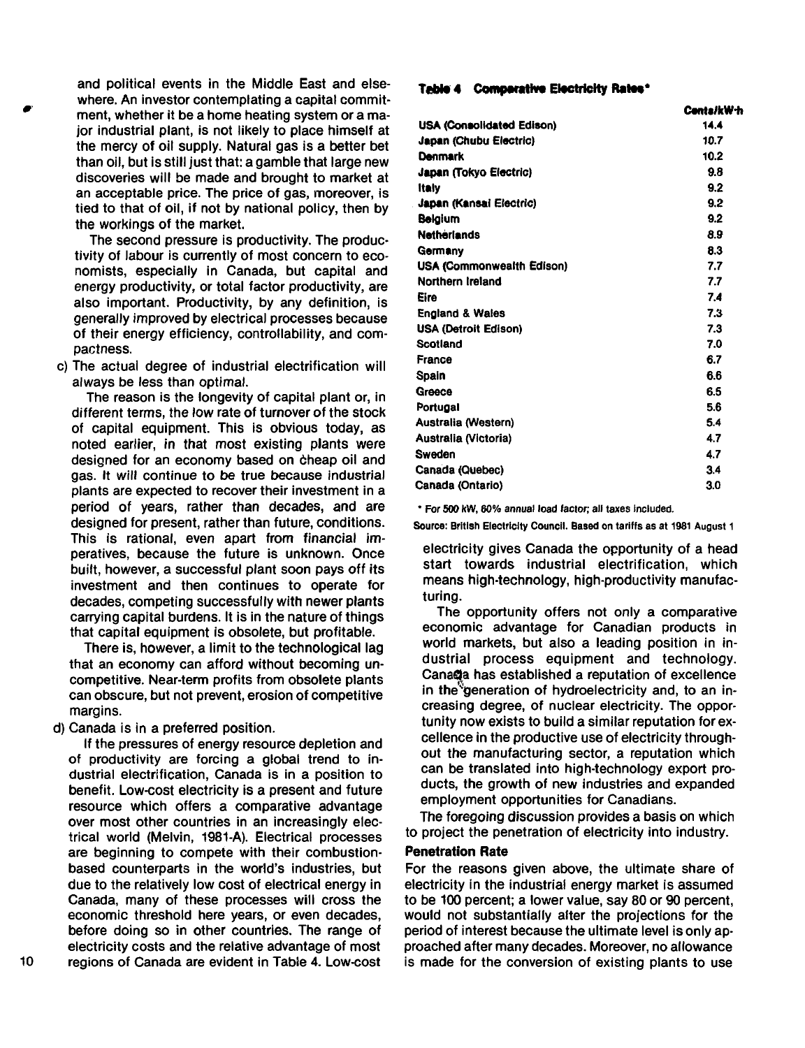and political events in the Middle East and elsewhere. An investor contemplating a capital commitment, whether it be a home heating system or a major industrial plant, is not likely to place himself at the mercy of oil supply. Natural gas is a better bet than oil, but is still just that: a gamble that large new discoveries will be made and brought to market at an acceptable price. The price of gas, moreover, is tied to that of oil, if not by national policy, then by the workings of the market.

The second pressure is productivity. The productivity of labour is currently of most concern to economists, especially in Canada, but capital and energy productivity, or total factor productivity, are also important. Productivity, by any definition, is generally improved by electrical processes because of their energy efficiency, controllability, and compactness.

c) The actual degree of industrial electrification will always be less than optimal.

The reason is the longevity of capital plant or, in different terms, the low rate of turnover of the stock of capital equipment. This is obvious today, as noted earlier, in that most existing plants were designed for an economy based on cheap oil and gas. It will continue to be true because industrial plants are expected to recover their investment in a period of years, rather than decades, and are designed for present, rather than future, conditions. This is rational, even apart from financial imperatives, because the future is unknown. Once built, however, a successful plant soon pays off its investment and then continues to operate for decades, competing successfully with newer plants carrying capital burdens. It is in the nature of things that capital equipment is obsolete, but profitable.

There is, however, a limit to the technological lag that an economy can afford without becoming uncompetitive. Near-term profits from obsolete plants can obscure, but not prevent, erosion of competitive margins.

d) Canada is in a preferred position.

If the pressures of energy resource depletion and of productivity are forcing a global trend to industrial electrification, Canada is in a position to benefit. Low-cost electricity is a present and future resource which offers a comparative advantage over most other countries in an increasingly electrical world (Melvin, 1981-A). Electrical processes are beginning to compete with their combustion-based counterparts in the world's industries, but due to the relatively low cost of electrical energy in Canada, many of these processes will cross the economic threshold here years, or even decades, before doing so in other countries. The range of electricity costs and the relative advantage of most regions of Canada are evident in Table 4. Low-cost

**Table 4 Comparative Electricity Rates***

| | Cents/kW·h |
|---|---|
| USA (Consolidated Edison) | 14.4 |
| Japan (Chubu Electric) | 10.7 |
| Denmark | 10.2 |
| Japan (Tokyo Electric) | 9.8 |
| Italy | 9.2 |
| Japan (Kansai Electric) | 9.2 |
| Belgium | 9.2 |
| Netherlands | 8.9 |
| Germany | 8.3 |
| USA (Commonwealth Edison) | 7.7 |
| Northern Ireland | 7.7 |
| Eire | 7.4 |
| England & Wales | 7.3 |
| USA (Detroit Edison) | 7.3 |
| Scotland | 7.0 |
| France | 6.7 |
| Spain | 6.6 |
| Greece | 6.5 |
| Portugal | 5.6 |
| Australia (Western) | 5.4 |
| Australia (Victoria) | 4.7 |
| Sweden | 4.7 |
| Canada (Quebec) | 3.4 |
| Canada (Ontario) | 3.0 |

* For 500 kW, 60% annual load factor; all taxes included.

Source: British Electricity Council. Based on tariffs as at 1981 August 1

electricity gives Canada the opportunity of a head start towards industrial electrification, which means high-technology, high-productivity manufacturing.

The opportunity offers not only a comparative economic advantage for Canadian products in world markets, but also a leading position in industrial process equipment and technology. Canada has established a reputation of excellence in the generation of hydroelectricity and, to an increasing degree, of nuclear electricity. The opportunity now exists to build a similar reputation for excellence in the productive use of electricity throughout the manufacturing sector, a reputation which can be translated into high-technology export products, the growth of new industries and expanded employment opportunities for Canadians.

The foregoing discussion provides a basis on which to project the penetration of electricity into industry.

### Penetration Rate

For the reasons given above, the ultimate share of electricity in the industrial energy market is assumed to be 100 percent; a lower value, say 80 or 90 percent, would not substantially alter the projections for the period of interest because the ultimate level is only approached after many decades. Moreover, no allowance is made for the conversion of existing plants to use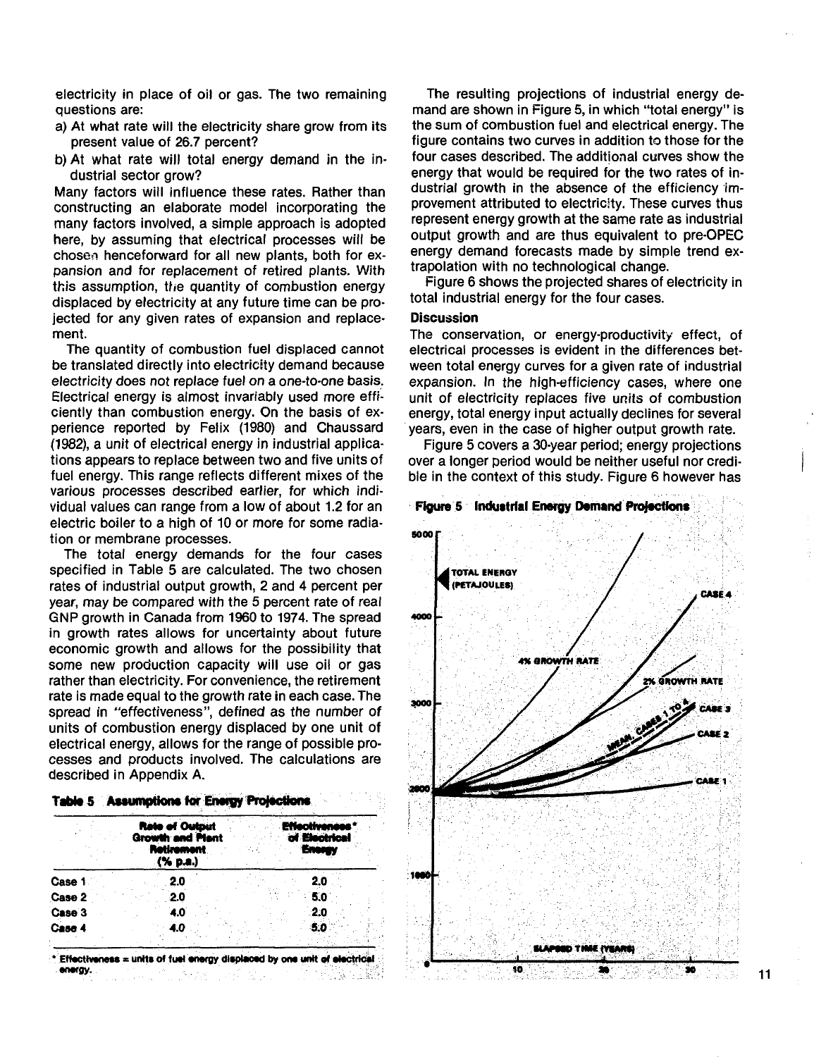electricity in place of oil or gas. The two remaining questions are:

a) At what rate will the electricity share grow from its present value of 26.7 percent?

b) At what rate will total energy demand in the industrial sector grow?

Many factors will influence these rates. Rather than constructing an elaborate model incorporating the many factors involved, a simple approach is adopted here, by assuming that electrical processes will be chosen henceforward for all new plants, both for expansion and for replacement of retired plants. With this assumption, the quantity of combustion energy displaced by electricity at any future time can be projected for any given rates of expansion and replacement.

The quantity of combustion fuel displaced cannot be translated directly into electricity demand because electricity does not replace fuel on a one-to-one basis. Electrical energy is almost invariably used more efficiently than combustion energy. On the basis of experience reported by Felix (1980) and Chaussard (1982), a unit of electrical energy in industrial applications appears to replace between two and five units of fuel energy. This range reflects different mixes of the various processes described earlier, for which individual values can range from a low of about 1.2 for an electric boiler to a high of 10 or more for some radiation or membrane processes.

The total energy demands for the four cases specified in Table 5 are calculated. The two chosen rates of industrial output growth, 2 and 4 percent per year, may be compared with the 5 percent rate of real GNP growth in Canada from 1960 to 1974. The spread in growth rates allows for uncertainty about future economic growth and allows for the possibility that some new production capacity will use oil or gas rather than electricity. For convenience, the retirement rate is made equal to the growth rate in each case. The spread in "effectiveness", defined as the number of units of combustion energy displaced by one unit of electrical energy, allows for the range of possible processes and products involved. The calculations are described in Appendix A.

**Table 5 Assumptions for Energy Projections**

| | Rate of Output Growth and Plant Retirement (% p.a.) | Effectiveness* of Electrical Energy |
|---|---|---|
| Case 1 | 2.0 | 2.0 |
| Case 2 | 2.0 | 5.0 |
| Case 3 | 4.0 | 2.0 |
| Case 4 | 4.0 | 5.0 |

\* Effectiveness = units of fuel energy displaced by one unit of electrical energy.

The resulting projections of industrial energy demand are shown in Figure 5, in which "total energy" is the sum of combustion fuel and electrical energy. The figure contains two curves in addition to those for the four cases described. The additional curves show the energy that would be required for the two rates of industrial growth in the absence of the efficiency improvement attributed to electricity. These curves thus represent energy growth at the same rate as industrial output growth and are thus equivalent to pre-OPEC energy demand forecasts made by simple trend extrapolation with no technological change.

Figure 6 shows the projected shares of electricity in total industrial energy for the four cases.

### Discussion

The conservation, or energy-productivity effect, of electrical processes is evident in the differences between total energy curves for a given rate of industrial expansion. In the high-efficiency cases, where one unit of electricity replaces five units of combustion energy, total energy input actually declines for several years, even in the case of higher output growth rate.

Figure 5 covers a 30-year period; energy projections over a longer period would be neither useful nor credible in the context of this study. Figure 6 however has

**Figure 5 Industrial Energy Demand Projections**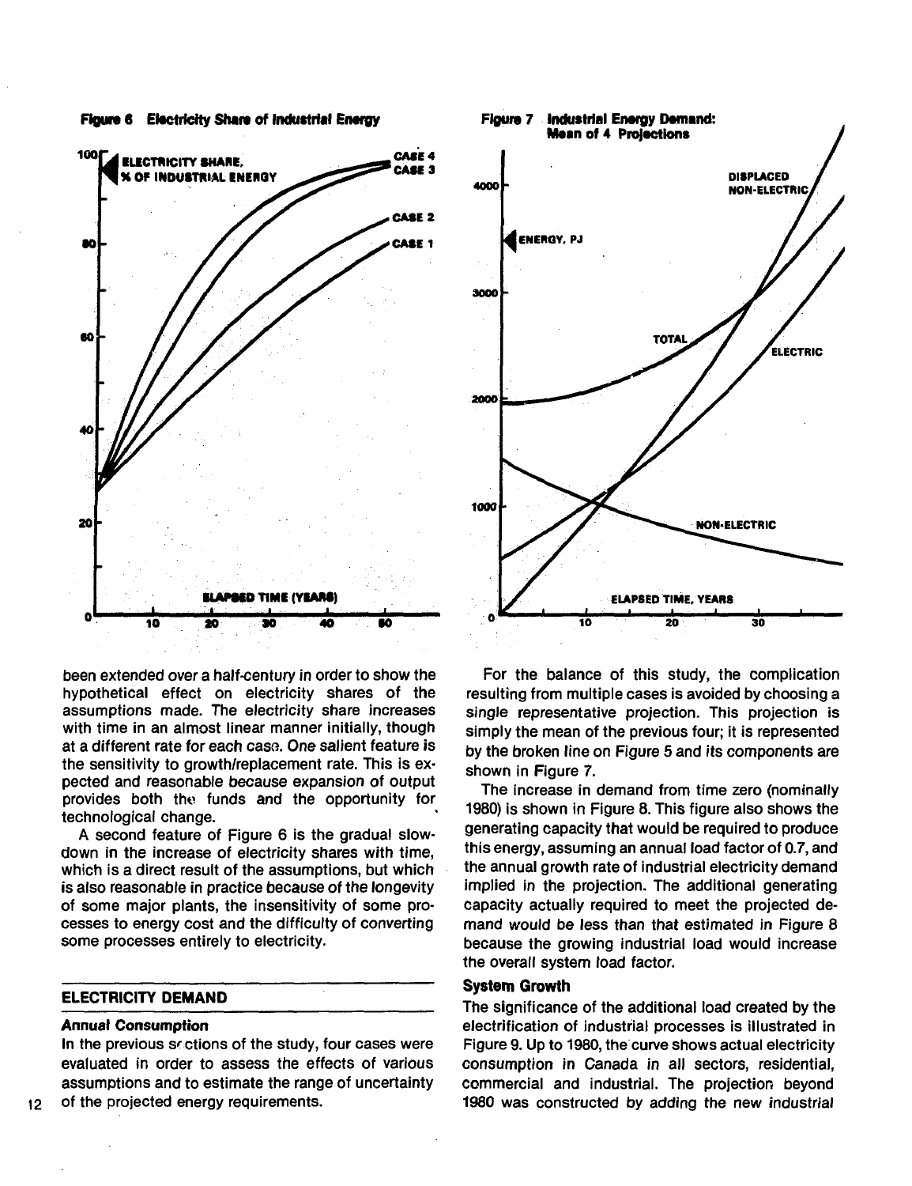**Figure 6 Electricity Share of Industrial Energy**

**Figure 7 Industrial Energy Demand: Mean of 4 Projections**

been extended over a half-century in order to show the hypothetical effect on electricity shares of the assumptions made. The electricity share increases with time in an almost linear manner initially, though at a different rate for each case. One salient feature is the sensitivity to growth/replacement rate. This is expected and reasonable because expansion of output provides both the funds and the opportunity for technological change.

A second feature of Figure 6 is the gradual slowdown in the increase of electricity shares with time, which is a direct result of the assumptions, but which is also reasonable in practice because of the longevity of some major plants, the insensitivity of some processes to energy cost and the difficulty of converting some processes entirely to electricity.

## ELECTRICITY DEMAND

### Annual Consumption

In the previous sections of the study, four cases were evaluated in order to assess the effects of various assumptions and to estimate the range of uncertainty of the projected energy requirements.

For the balance of this study, the complication resulting from multiple cases is avoided by choosing a single representative projection. This projection is simply the mean of the previous four; it is represented by the broken line on Figure 5 and its components are shown in Figure 7.

The increase in demand from time zero (nominally 1980) is shown in Figure 8. This figure also shows the generating capacity that would be required to produce this energy, assuming an annual load factor of 0.7, and the annual growth rate of industrial electricity demand implied in the projection. The additional generating capacity actually required to meet the projected demand would be less than that estimated in Figure 8 because the growing industrial load would increase the overall system load factor.

### System Growth

The significance of the additional load created by the electrification of industrial processes is illustrated in Figure 9. Up to 1980, the curve shows actual electricity consumption in Canada in all sectors, residential, commercial and industrial. The projection beyond 1980 was constructed by adding the new industrial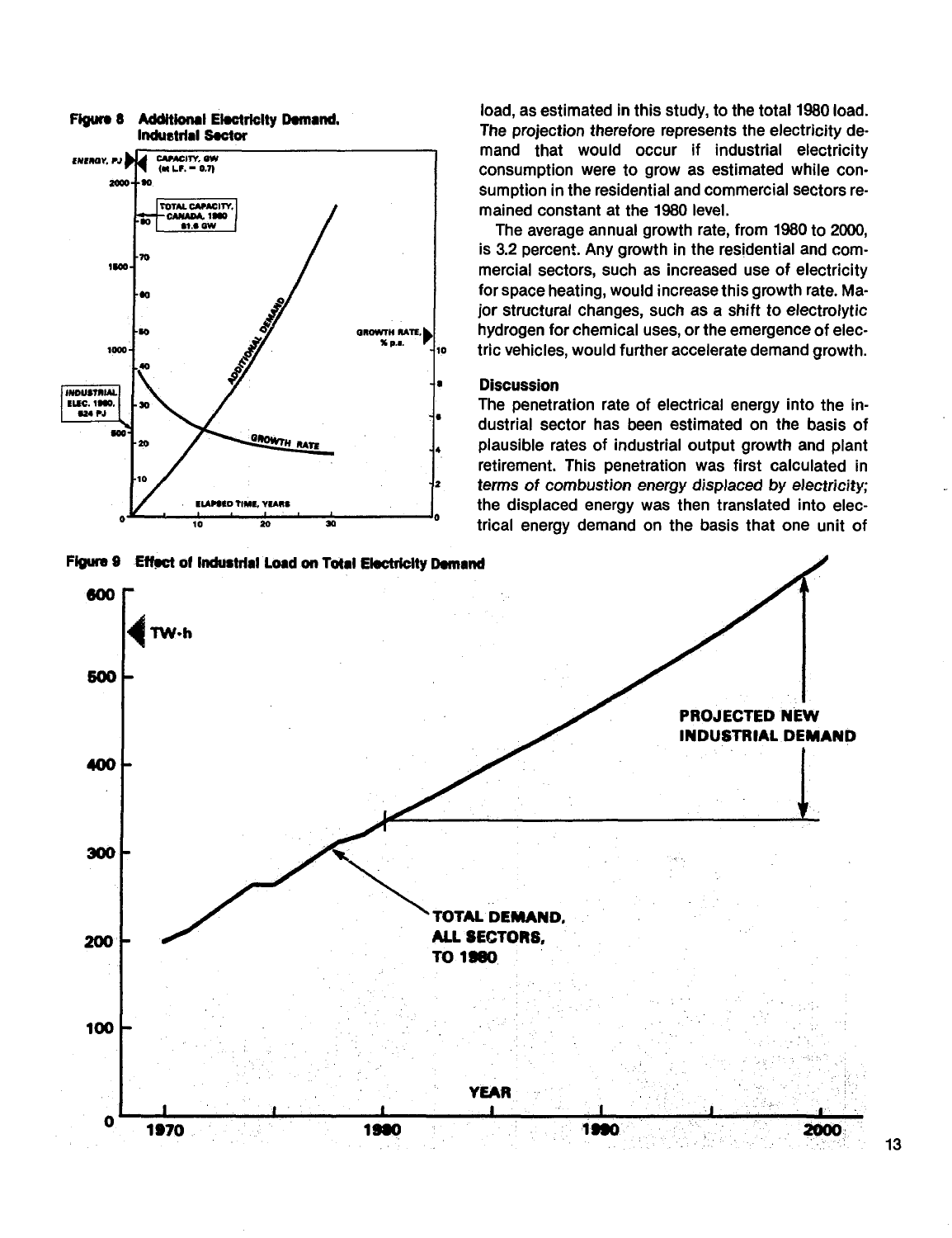**Figure 8 Additional Electricity Demand, Industrial Sector**

**Figure 9 Effect of Industrial Load on Total Electricity Demand**

load, as estimated in this study, to the total 1980 load. The projection therefore represents the electricity demand that would occur if industrial electricity consumption were to grow as estimated while consumption in the residential and commercial sectors remained constant at the 1980 level.

The average annual growth rate, from 1980 to 2000, is 3.2 percent. Any growth in the residential and commercial sectors, such as increased use of electricity for space heating, would increase this growth rate. Major structural changes, such as a shift to electrolytic hydrogen for chemical uses, or the emergence of electric vehicles, would further accelerate demand growth.

## Discussion

The penetration rate of electrical energy into the industrial sector has been estimated on the basis of plausible rates of industrial output growth and plant retirement. This penetration was first calculated in terms of combustion energy displaced by electricity; the displaced energy was then translated into electrical energy demand on the basis that one unit of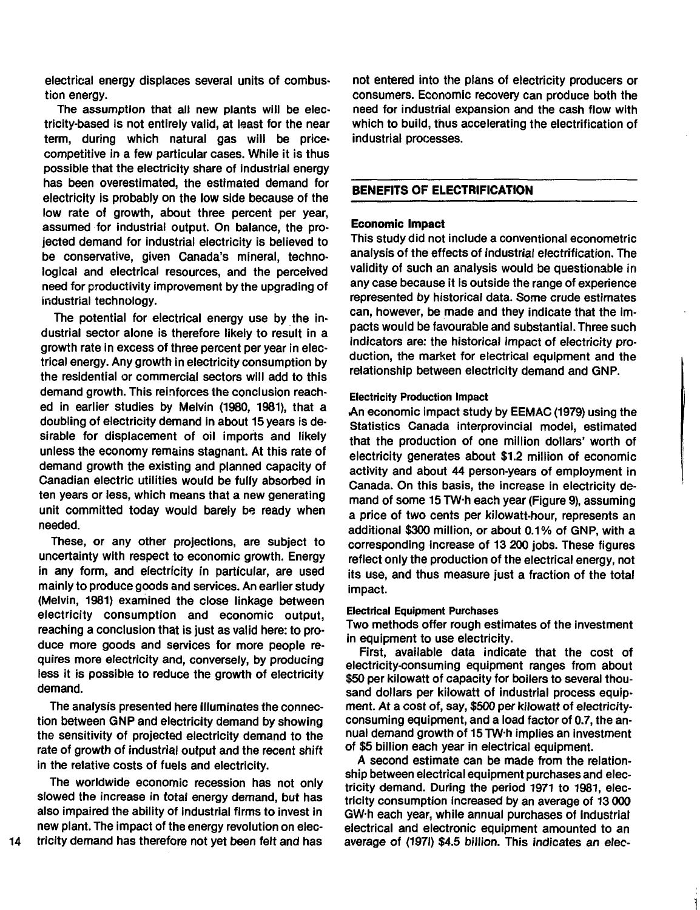electrical energy displaces several units of combustion energy.

The assumption that all new plants will be electricity-based is not entirely valid, at least for the near term, during which natural gas will be price-competitive in a few particular cases. While it is thus possible that the electricity share of industrial energy has been overestimated, the estimated demand for electricity is probably on the low side because of the low rate of growth, about three percent per year, assumed for industrial output. On balance, the projected demand for industrial electricity is believed to be conservative, given Canada's mineral, technological and electrical resources, and the perceived need for productivity improvement by the upgrading of industrial technology.

The potential for electrical energy use by the industrial sector alone is therefore likely to result in a growth rate in excess of three percent per year in electrical energy. Any growth in electricity consumption by the residential or commercial sectors will add to this demand growth. This reinforces the conclusion reached in earlier studies by Melvin (1980, 1981), that a doubling of electricity demand in about 15 years is desirable for displacement of oil imports and likely unless the economy remains stagnant. At this rate of demand growth the existing and planned capacity of Canadian electric utilities would be fully absorbed in ten years or less, which means that a new generating unit committed today would barely be ready when needed.

These, or any other projections, are subject to uncertainty with respect to economic growth. Energy in any form, and electricity in particular, are used mainly to produce goods and services. An earlier study (Melvin, 1981) examined the close linkage between electricity consumption and economic output, reaching a conclusion that is just as valid here: to produce more goods and services for more people requires more electricity and, conversely, by producing less it is possible to reduce the growth of electricity demand.

The analysis presented here illuminates the connection between GNP and electricity demand by showing the sensitivity of projected electricity demand to the rate of growth of industrial output and the recent shift in the relative costs of fuels and electricity.

The worldwide economic recession has not only slowed the increase in total energy demand, but has also impaired the ability of industrial firms to invest in new plant. The impact of the energy revolution on electricity demand has therefore not yet been felt and has not entered into the plans of electricity producers or consumers. Economic recovery can produce both the need for industrial expansion and the cash flow with which to build, thus accelerating the electrification of industrial processes.

## BENEFITS OF ELECTRIFICATION

### Economic Impact

This study did not include a conventional econometric analysis of the effects of industrial electrification. The validity of such an analysis would be questionable in any case because it is outside the range of experience represented by historical data. Some crude estimates can, however, be made and they indicate that the impacts would be favourable and substantial. Three such indicators are: the historical impact of electricity production, the market for electrical equipment and the relationship between electricity demand and GNP.

#### Electricity Production Impact

An economic impact study by EEMAC (1979) using the Statistics Canada interprovincial model, estimated that the production of one million dollars' worth of electricity generates about $1.2 million of economic activity and about 44 person-years of employment in Canada. On this basis, the increase in electricity demand of some 15 TW·h each year (Figure 9), assuming a price of two cents per kilowatt-hour, represents an additional $300 million, or about 0.1% of GNP, with a corresponding increase of 13 200 jobs. These figures reflect only the production of the electrical energy, not its use, and thus measure just a fraction of the total impact.

#### Electrical Equipment Purchases

Two methods offer rough estimates of the investment in equipment to use electricity.

First, available data indicate that the cost of electricity-consuming equipment ranges from about $50 per kilowatt of capacity for boilers to several thousand dollars per kilowatt of industrial process equipment. At a cost of, say, $500 per kilowatt of electricity-consuming equipment, and a load factor of 0.7, the annual demand growth of 15 TW·h implies an investment of $5 billion each year in electrical equipment.

A second estimate can be made from the relationship between electrical equipment purchases and electricity demand. During the period 1971 to 1981, electricity consumption increased by an average of 13 000 GW·h each year, while annual purchases of industrial electrical and electronic equipment amounted to an average of (1971) $4.5 billion. This indicates an elec-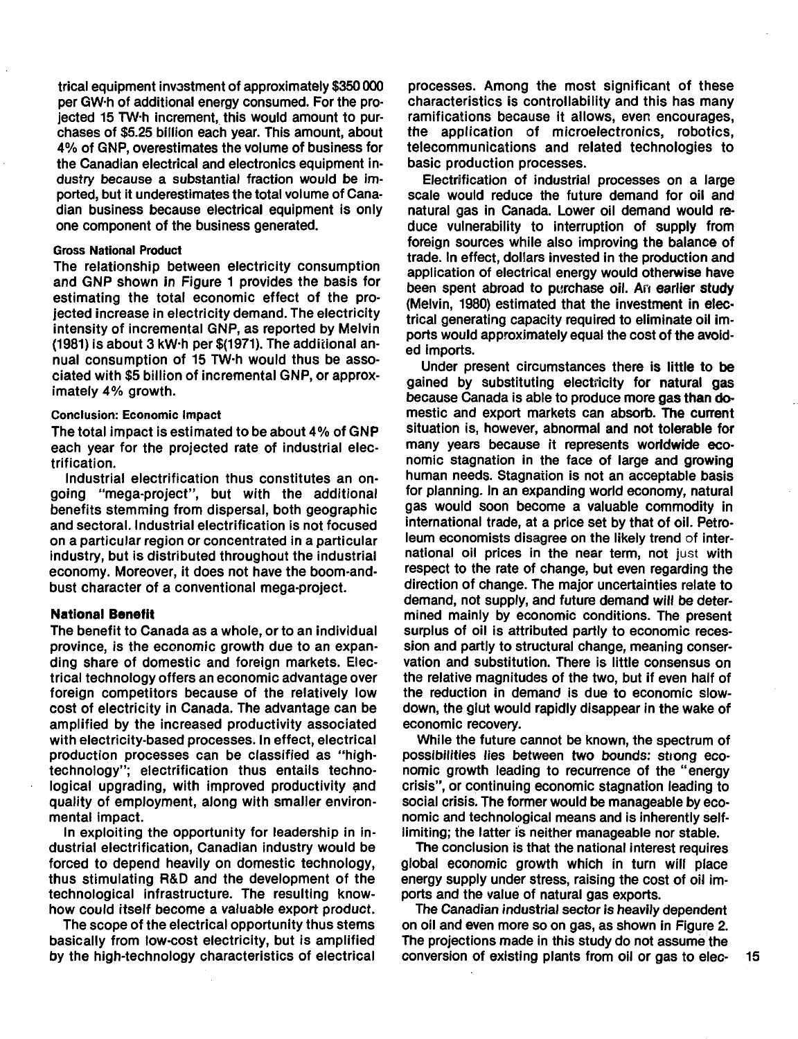trical equipment investment of approximately $350 000 per GW·h of additional energy consumed. For the projected 15 TW·h increment, this would amount to purchases of $5.25 billion each year. This amount, about 4% of GNP, overestimates the volume of business for the Canadian electrical and electronics equipment industry because a substantial fraction would be imported, but it underestimates the total volume of Canadian business because electrical equipment is only one component of the business generated.

#### Gross National Product

The relationship between electricity consumption and GNP shown in Figure 1 provides the basis for estimating the total economic effect of the projected increase in electricity demand. The electricity intensity of incremental GNP, as reported by Melvin (1981) is about 3 kW·h per $(1971). The additional annual consumption of 15 TW·h would thus be associated with $5 billion of incremental GNP, or approximately 4% growth.

#### Conclusion: Economic Impact

The total impact is estimated to be about 4% of GNP each year for the projected rate of industrial electrification.

Industrial electrification thus constitutes an ongoing "mega-project", but with the additional benefits stemming from dispersal, both geographic and sectoral. Industrial electrification is not focused on a particular region or concentrated in a particular industry, but is distributed throughout the industrial economy. Moreover, it does not have the boom-and-bust character of a conventional mega-project.

### National Benefit

The benefit to Canada as a whole, or to an individual province, is the economic growth due to an expanding share of domestic and foreign markets. Electrical technology offers an economic advantage over foreign competitors because of the relatively low cost of electricity in Canada. The advantage can be amplified by the increased productivity associated with electricity-based processes. In effect, electrical production processes can be classified as "high-technology"; electrification thus entails technological upgrading, with improved productivity and quality of employment, along with smaller environmental impact.

In exploiting the opportunity for leadership in industrial electrification, Canadian industry would be forced to depend heavily on domestic technology, thus stimulating R&D and the development of the technological infrastructure. The resulting know-how could itself become a valuable export product.

The scope of the electrical opportunity thus stems basically from low-cost electricity, but is amplified by the high-technology characteristics of electrical processes. Among the most significant of these characteristics is controllability and this has many ramifications because it allows, even encourages, the application of microelectronics, robotics, telecommunications and related technologies to basic production processes.

Electrification of industrial processes on a large scale would reduce the future demand for oil and natural gas in Canada. Lower oil demand would reduce vulnerability to interruption of supply from foreign sources while also improving the balance of trade. In effect, dollars invested in the production and application of electrical energy would otherwise have been spent abroad to purchase oil. An earlier study (Melvin, 1980) estimated that the investment in electrical generating capacity required to eliminate oil imports would approximately equal the cost of the avoided imports.

Under present circumstances there is little to be gained by substituting electricity for natural gas because Canada is able to produce more gas than domestic and export markets can absorb. The current situation is, however, abnormal and not tolerable for many years because it represents worldwide economic stagnation in the face of large and growing human needs. Stagnation is not an acceptable basis for planning. In an expanding world economy, natural gas would soon become a valuable commodity in international trade, at a price set by that of oil. Petroleum economists disagree on the likely trend of international oil prices in the near term, not just with respect to the rate of change, but even regarding the direction of change. The major uncertainties relate to demand, not supply, and future demand will be determined mainly by economic conditions. The present surplus of oil is attributed partly to economic recession and partly to structural change, meaning conservation and substitution. There is little consensus on the relative magnitudes of the two, but if even half of the reduction in demand is due to economic slowdown, the glut would rapidly disappear in the wake of economic recovery.

While the future cannot be known, the spectrum of possibilities lies between two bounds: strong economic growth leading to recurrence of the "energy crisis", or continuing economic stagnation leading to social crisis. The former would be manageable by economic and technological means and is inherently self-limiting; the latter is neither manageable nor stable.

The conclusion is that the national interest requires global economic growth which in turn will place energy supply under stress, raising the cost of oil imports and the value of natural gas exports.

The Canadian industrial sector is heavily dependent on oil and even more so on gas, as shown in Figure 2. The projections made in this study do not assume the conversion of existing plants from oil or gas to elec-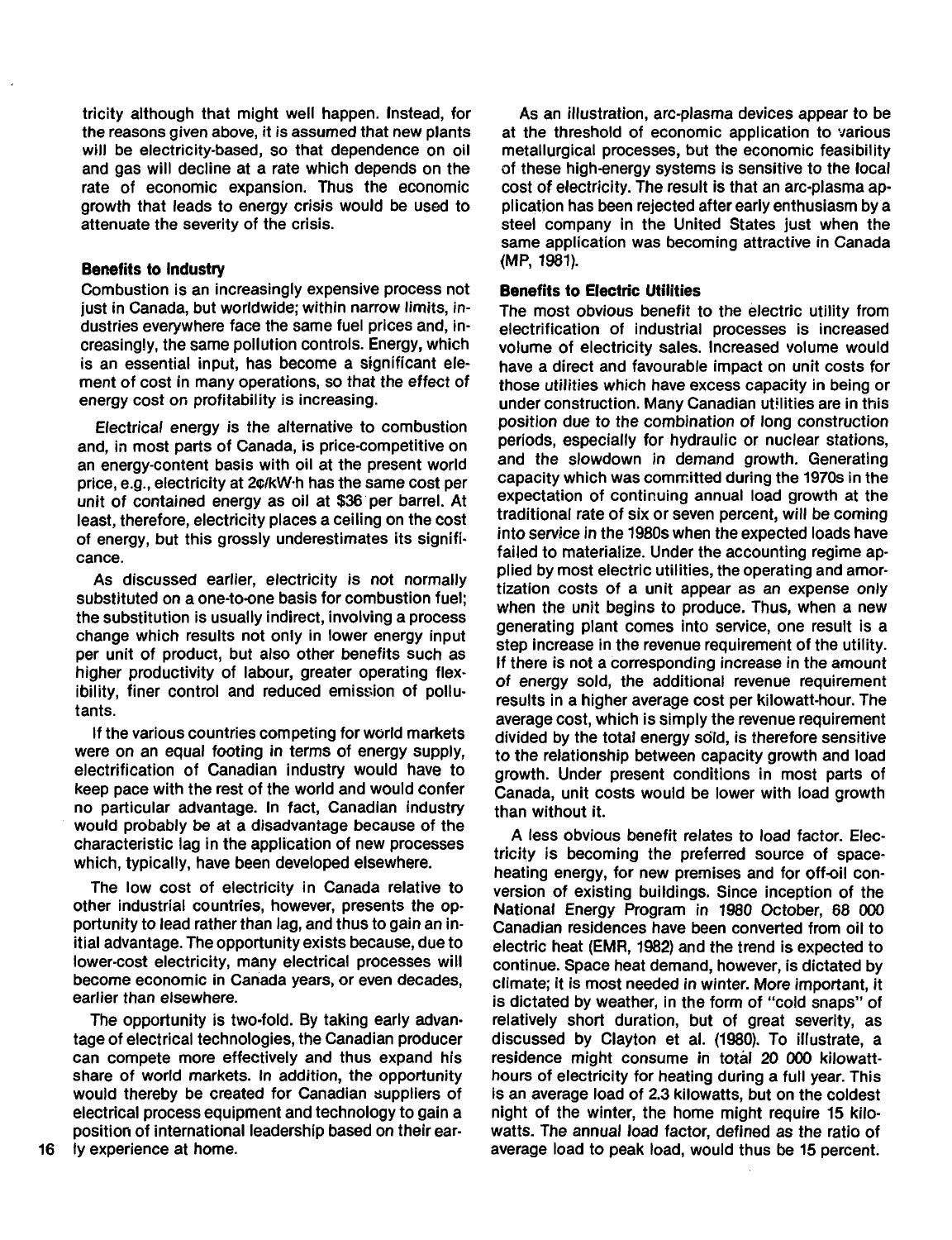tricity although that might well happen. Instead, for the reasons given above, it is assumed that new plants will be electricity-based, so that dependence on oil and gas will decline at a rate which depends on the rate of economic expansion. Thus the economic growth that leads to energy crisis would be used to attenuate the severity of the crisis.

**Benefits to Industry**

Combustion is an increasingly expensive process not just in Canada, but worldwide; within narrow limits, industries everywhere face the same fuel prices and, increasingly, the same pollution controls. Energy, which is an essential input, has become a significant element of cost in many operations, so that the effect of energy cost on profitability is increasing.

Electrical energy is the alternative to combustion and, in most parts of Canada, is price-competitive on an energy-content basis with oil at the present world price, e.g., electricity at 2¢/kW·h has the same cost per unit of contained energy as oil at $36 per barrel. At least, therefore, electricity places a ceiling on the cost of energy, but this grossly underestimates its significance.

As discussed earlier, electricity is not normally substituted on a one-to-one basis for combustion fuel; the substitution is usually indirect, involving a process change which results not only in lower energy input per unit of product, but also other benefits such as higher productivity of labour, greater operating flexibility, finer control and reduced emission of pollutants.

If the various countries competing for world markets were on an equal footing in terms of energy supply, electrification of Canadian industry would have to keep pace with the rest of the world and would confer no particular advantage. In fact, Canadian industry would probably be at a disadvantage because of the characteristic lag in the application of new processes which, typically, have been developed elsewhere.

The low cost of electricity in Canada relative to other industrial countries, however, presents the opportunity to lead rather than lag, and thus to gain an initial advantage. The opportunity exists because, due to lower-cost electricity, many electrical processes will become economic in Canada years, or even decades, earlier than elsewhere.

The opportunity is two-fold. By taking early advantage of electrical technologies, the Canadian producer can compete more effectively and thus expand his share of world markets. In addition, the opportunity would thereby be created for Canadian suppliers of electrical process equipment and technology to gain a position of international leadership based on their early experience at home.

As an illustration, arc-plasma devices appear to be at the threshold of economic application to various metallurgical processes, but the economic feasibility of these high-energy systems is sensitive to the local cost of electricity. The result is that an arc-plasma application has been rejected after early enthusiasm by a steel company in the United States just when the same application was becoming attractive in Canada (MP, 1981).

**Benefits to Electric Utilities**

The most obvious benefit to the electric utility from electrification of industrial processes is increased volume of electricity sales. Increased volume would have a direct and favourable impact on unit costs for those utilities which have excess capacity in being or under construction. Many Canadian utilities are in this position due to the combination of long construction periods, especially for hydraulic or nuclear stations, and the slowdown in demand growth. Generating capacity which was committed during the 1970s in the expectation of continuing annual load growth at the traditional rate of six or seven percent, will be coming into service in the 1980s when the expected loads have failed to materialize. Under the accounting regime applied by most electric utilities, the operating and amortization costs of a unit appear as an expense only when the unit begins to produce. Thus, when a new generating plant comes into service, one result is a step increase in the revenue requirement of the utility. If there is not a corresponding increase in the amount of energy sold, the additional revenue requirement results in a higher average cost per kilowatt-hour. The average cost, which is simply the revenue requirement divided by the total energy sold, is therefore sensitive to the relationship between capacity growth and load growth. Under present conditions in most parts of Canada, unit costs would be lower with load growth than without it.

A less obvious benefit relates to load factor. Electricity is becoming the preferred source of space-heating energy, for new premises and for off-oil conversion of existing buildings. Since inception of the National Energy Program in 1980 October, 68 000 Canadian residences have been converted from oil to electric heat (EMR, 1982) and the trend is expected to continue. Space heat demand, however, is dictated by climate; it is most needed in winter. More important, it is dictated by weather, in the form of "cold snaps" of relatively short duration, but of great severity, as discussed by Clayton et al. (1980). To illustrate, a residence might consume in total 20 000 kilowatt-hours of electricity for heating during a full year. This is an average load of 2.3 kilowatts, but on the coldest night of the winter, the home might require 15 kilowatts. The annual load factor, defined as the ratio of average load to peak load, would thus be 15 percent.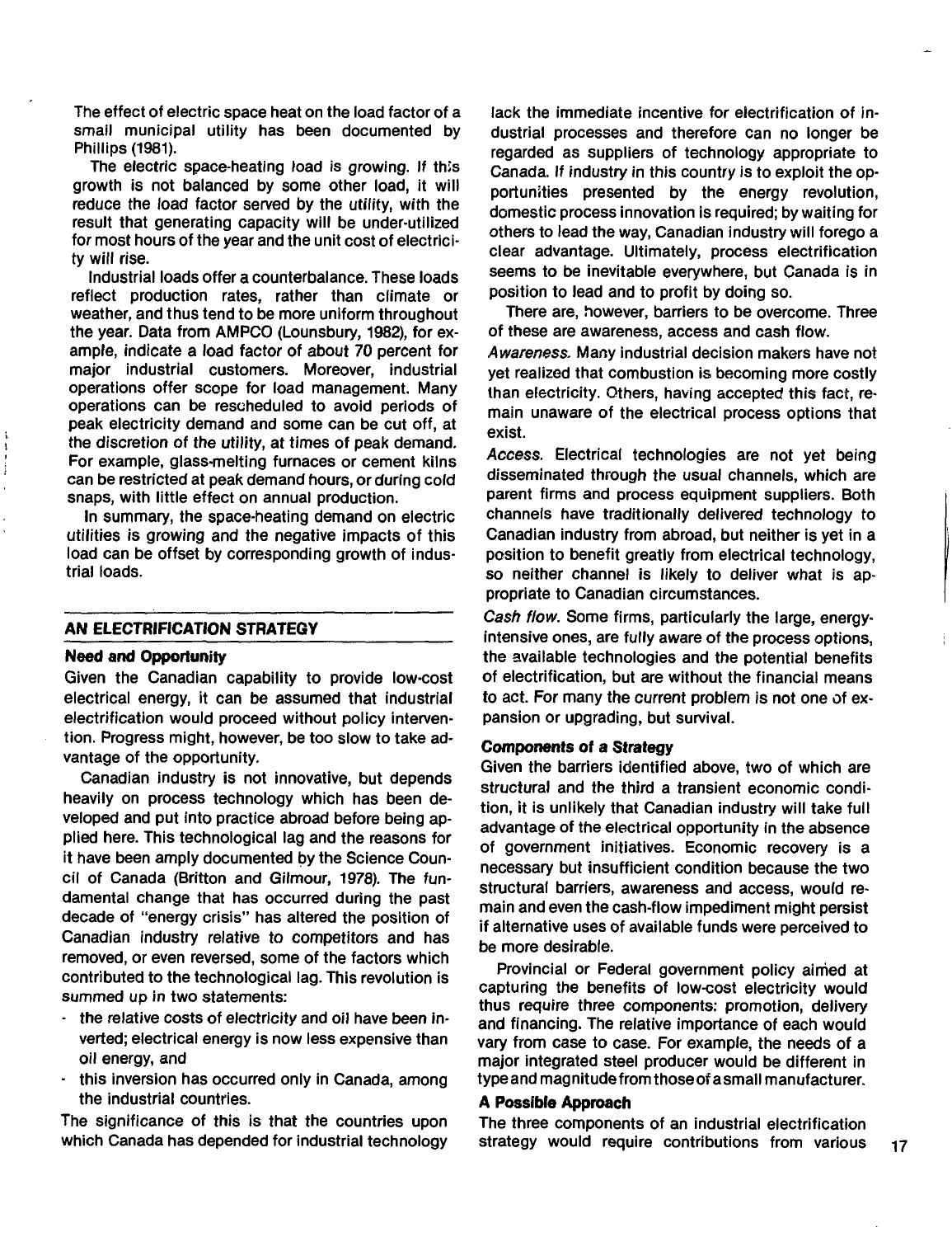The effect of electric space heat on the load factor of a small municipal utility has been documented by Phillips (1981).

The electric space-heating load is growing. If this growth is not balanced by some other load, it will reduce the load factor served by the utility, with the result that generating capacity will be under-utilized for most hours of the year and the unit cost of electricity will rise.

Industrial loads offer a counterbalance. These loads reflect production rates, rather than climate or weather, and thus tend to be more uniform throughout the year. Data from AMPCO (Lounsbury, 1982), for example, indicate a load factor of about 70 percent for major industrial customers. Moreover, industrial operations offer scope for load management. Many operations can be rescheduled to avoid periods of peak electricity demand and some can be cut off, at the discretion of the utility, at times of peak demand. For example, glass-melting furnaces or cement kilns can be restricted at peak demand hours, or during cold snaps, with little effect on annual production.

In summary, the space-heating demand on electric utilities is growing and the negative impacts of this load can be offset by corresponding growth of industrial loads.

## AN ELECTRIFICATION STRATEGY

### Need and Opportunity

Given the Canadian capability to provide low-cost electrical energy, it can be assumed that industrial electrification would proceed without policy intervention. Progress might, however, be too slow to take advantage of the opportunity.

Canadian industry is not innovative, but depends heavily on process technology which has been developed and put into practice abroad before being applied here. This technological lag and the reasons for it have been amply documented by the Science Council of Canada (Britton and Gilmour, 1978). The fundamental change that has occurred during the past decade of "energy crisis" has altered the position of Canadian industry relative to competitors and has removed, or even reversed, some of the factors which contributed to the technological lag. This revolution is summed up in two statements:

- the relative costs of electricity and oil have been inverted; electrical energy is now less expensive than oil energy, and
- this inversion has occurred only in Canada, among the industrial countries.

The significance of this is that the countries upon which Canada has depended for industrial technology lack the immediate incentive for electrification of industrial processes and therefore can no longer be regarded as suppliers of technology appropriate to Canada. If industry in this country is to exploit the opportunities presented by the energy revolution, domestic process innovation is required; by waiting for others to lead the way, Canadian industry will forego a clear advantage. Ultimately, process electrification seems to be inevitable everywhere, but Canada is in position to lead and to profit by doing so.

There are, however, barriers to be overcome. Three of these are awareness, access and cash flow.

*Awareness.* Many industrial decision makers have not yet realized that combustion is becoming more costly than electricity. Others, having accepted this fact, remain unaware of the electrical process options that exist.

*Access.* Electrical technologies are not yet being disseminated through the usual channels, which are parent firms and process equipment suppliers. Both channels have traditionally delivered technology to Canadian industry from abroad, but neither is yet in a position to benefit greatly from electrical technology, so neither channel is likely to deliver what is appropriate to Canadian circumstances.

*Cash flow.* Some firms, particularly the large, energy-intensive ones, are fully aware of the process options, the available technologies and the potential benefits of electrification, but are without the financial means to act. For many the current problem is not one of expansion or upgrading, but survival.

### Components of a Strategy

Given the barriers identified above, two of which are structural and the third a transient economic condition, it is unlikely that Canadian industry will take full advantage of the electrical opportunity in the absence of government initiatives. Economic recovery is a necessary but insufficient condition because the two structural barriers, awareness and access, would remain and even the cash-flow impediment might persist if alternative uses of available funds were perceived to be more desirable.

Provincial or Federal government policy aimed at capturing the benefits of low-cost electricity would thus require three components: promotion, delivery and financing. The relative importance of each would vary from case to case. For example, the needs of a major integrated steel producer would be different in type and magnitude from those of a small manufacturer.

### A Possible Approach

The three components of an industrial electrification strategy would require contributions from various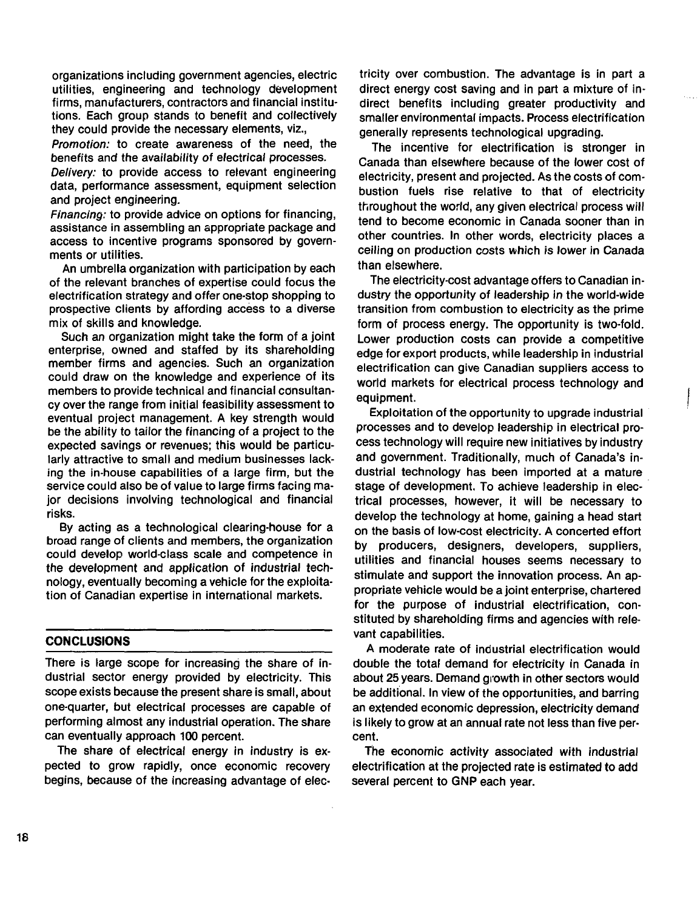organizations including government agencies, electric utilities, engineering and technology development firms, manufacturers, contractors and financial institutions. Each group stands to benefit and collectively they could provide the necessary elements, viz.,

*Promotion:* to create awareness of the need, the benefits and the availability of electrical processes.

*Delivery:* to provide access to relevant engineering data, performance assessment, equipment selection and project engineering.

*Financing:* to provide advice on options for financing, assistance in assembling an appropriate package and access to incentive programs sponsored by governments or utilities.

An umbrella organization with participation by each of the relevant branches of expertise could focus the electrification strategy and offer one-stop shopping to prospective clients by affording access to a diverse mix of skills and knowledge.

Such an organization might take the form of a joint enterprise, owned and staffed by its shareholding member firms and agencies. Such an organization could draw on the knowledge and experience of its members to provide technical and financial consultancy over the range from initial feasibility assessment to eventual project management. A key strength would be the ability to tailor the financing of a project to the expected savings or revenues; this would be particularly attractive to small and medium businesses lacking the in-house capabilities of a large firm, but the service could also be of value to large firms facing major decisions involving technological and financial risks.

By acting as a technological clearing-house for a broad range of clients and members, the organization could develop world-class scale and competence in the development and application of industrial technology, eventually becoming a vehicle for the exploitation of Canadian expertise in international markets.

## CONCLUSIONS

There is large scope for increasing the share of industrial sector energy provided by electricity. This scope exists because the present share is small, about one-quarter, but electrical processes are capable of performing almost any industrial operation. The share can eventually approach 100 percent.

The share of electrical energy in industry is expected to grow rapidly, once economic recovery begins, because of the increasing advantage of electricity over combustion. The advantage is in part a direct energy cost saving and in part a mixture of indirect benefits including greater productivity and smaller environmental impacts. Process electrification generally represents technological upgrading.

The incentive for electrification is stronger in Canada than elsewhere because of the lower cost of electricity, present and projected. As the costs of combustion fuels rise relative to that of electricity throughout the world, any given electrical process will tend to become economic in Canada sooner than in other countries. In other words, electricity places a ceiling on production costs which is lower in Canada than elsewhere.

The electricity-cost advantage offers to Canadian industry the opportunity of leadership in the world-wide transition from combustion to electricity as the prime form of process energy. The opportunity is two-fold. Lower production costs can provide a competitive edge for export products, while leadership in industrial electrification can give Canadian suppliers access to world markets for electrical process technology and equipment.

Exploitation of the opportunity to upgrade industrial processes and to develop leadership in electrical process technology will require new initiatives by industry and government. Traditionally, much of Canada's industrial technology has been imported at a mature stage of development. To achieve leadership in electrical processes, however, it will be necessary to develop the technology at home, gaining a head start on the basis of low-cost electricity. A concerted effort by producers, designers, developers, suppliers, utilities and financial houses seems necessary to stimulate and support the innovation process. An appropriate vehicle would be a joint enterprise, chartered for the purpose of industrial electrification, constituted by shareholding firms and agencies with relevant capabilities.

A moderate rate of industrial electrification would double the total demand for electricity in Canada in about 25 years. Demand growth in other sectors would be additional. In view of the opportunities, and barring an extended economic depression, electricity demand is likely to grow at an annual rate not less than five percent.

The economic activity associated with industrial electrification at the projected rate is estimated to add several percent to GNP each year.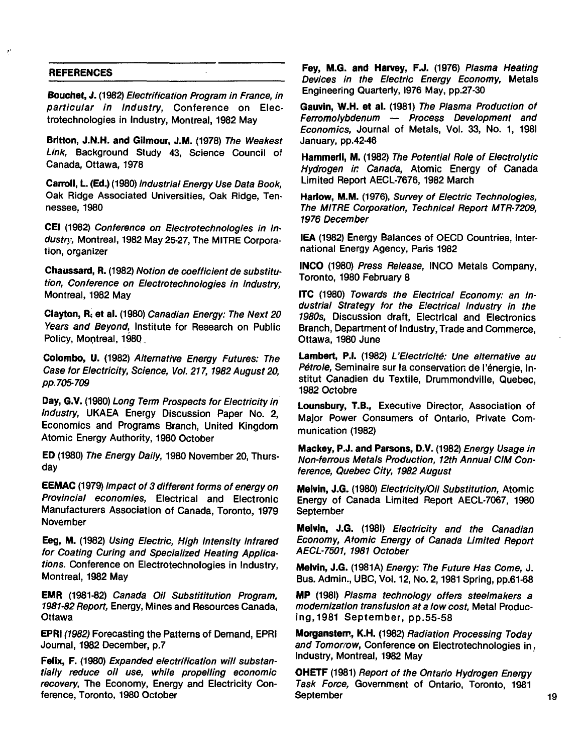## REFERENCES

**Bouchet, J.** (1982) *Electrification Program in France, in particular in Industry,* Conference on Electrotechnologies in Industry, Montreal, 1982 May

**Britton, J.N.H. and Gilmour, J.M.** (1978) *The Weakest Link,* Background Study 43, Science Council of Canada, Ottawa, 1978

**Carroll, L. (Ed.)** (1980) *Industrial Energy Use Data Book,* Oak Ridge Associated Universities, Oak Ridge, Tennessee, 1980

**CEI** (1982) *Conference on Electrotechnologies in Industry,* Montreal, 1982 May 25-27, The MITRE Corporation, organizer

**Chaussard, R.** (1982) *Notion de coefficient de substitution, Conference on Electrotechnologies in Industry,* Montreal, 1982 May

**Clayton, R. et al.** (1980) *Canadian Energy: The Next 20 Years and Beyond,* Institute for Research on Public Policy, Montreal, 1980

**Colombo, U.** (1982) *Alternative Energy Futures: The Case for Electricity, Science, Vol. 217, 1982 August 20, pp.705-709*

**Day, G.V.** (1980) *Long Term Prospects for Electricity in Industry,* UKAEA Energy Discussion Paper No. 2, Economics and Programs Branch, United Kingdom Atomic Energy Authority, 1980 October

**ED** (1980) *The Energy Daily,* 1980 November 20, Thursday

**EEMAC** (1979) *Impact of 3 different forms of energy on Provincial economies,* Electrical and Electronic Manufacturers Association of Canada, Toronto, 1979 November

**Eeg, M.** (1982) *Using Electric, High Intensity Infrared for Coating Curing and Specialized Heating Applications.* Conference on Electrotechnologies in Industry, Montreal, 1982 May

**EMR** (1981-82) *Canada Oil Substititution Program, 1981-82 Report,* Energy, Mines and Resources Canada, Ottawa

**EPRI** *(1982)* Forecasting the Patterns of Demand, EPRI Journal, 1982 December, p.7

**Felix, F.** (1980) *Expanded electrification will substantially reduce oil use, while propelling economic recovery,* The Economy, Energy and Electricity Conference, Toronto, 1980 October

**Fey, M.G. and Harvey, F.J.** (1976) *Plasma Heating Devices in the Electric Energy Economy,* Metals Engineering Quarterly, 1976 May, pp.27-30

**Gauvin, W.H. et al.** (1981) *The Plasma Production of Ferromolybdenum — Process Development and Economics,* Journal of Metals, Vol. 33, No. 1, 1981 January, pp.42-46

**Hammerli, M.** (1982) *The Potential Role of Electrolytic Hydrogen in Canada,* Atomic Energy of Canada Limited Report AECL-7676, 1982 March

**Harlow, M.M.** (1976), *Survey of Electric Technologies, The MITRE Corporation, Technical Report MTR-7209, 1976 December*

**IEA** (1982) Energy Balances of OECD Countries, International Energy Agency, Paris 1982

**INCO** (1980) *Press Release,* INCO Metals Company, Toronto, 1980 February 8

**ITC** (1980) *Towards the Electrical Economy: an Industrial Strategy for the Electrical Industry in the 1980s,* Discussion draft, Electrical and Electronics Branch, Department of Industry, Trade and Commerce, Ottawa, 1980 June

**Lambert, P.I.** (1982) *L'Electricité: Une alternative au Pétrole,* Seminaire sur la conservation de l'énergie, Institut Canadien du Textile, Drummondville, Quebec, 1982 Octobre

**Lounsbury, T.B.,** Executive Director, Association of Major Power Consumers of Ontario, Private Communication (1982)

**Mackey, P.J. and Parsons, D.V.** (1982) *Energy Usage in Non-ferrous Metals Production, 12th Annual CIM Conference, Quebec City, 1982 August*

**Melvin, J.G.** (1980) *Electricity/Oil Substitution,* Atomic Energy of Canada Limited Report AECL-7067, 1980 September

**Melvin, J.G.** (1981) *Electricity and the Canadian Economy, Atomic Energy of Canada Limited Report AECL-7501, 1981 October*

**Melvin, J.G.** (1981A) *Energy: The Future Has Come,* J. Bus. Admin., UBC, Vol. 12, No. 2, 1981 Spring, pp.61-68

**MP** (1981) *Plasma technology offers steelmakers a modernization transfusion at a low cost,* Metal Producing, 1981 September, pp.55-58

**Morganstern, K.H.** (1982) *Radiation Processing Today and Tomorrow,* Conference on Electrotechnologies in Industry, Montreal, 1982 May

**OHETF** (1981) *Report of the Ontario Hydrogen Energy Task Force,* Government of Ontario, Toronto, 1981 September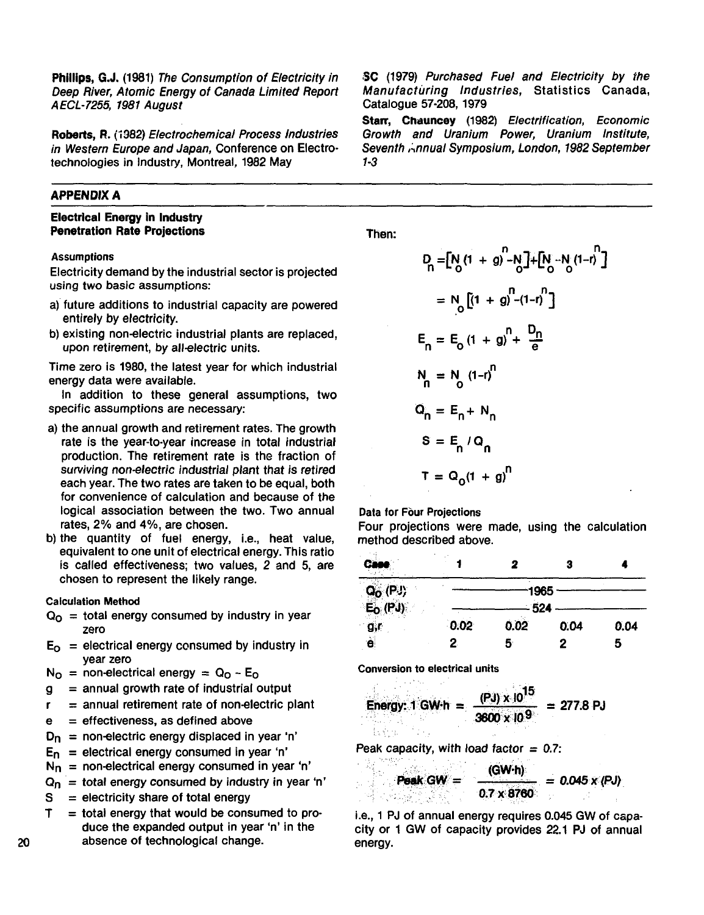**Phillips, G.J.** (1981) *The Consumption of Electricity in Deep River, Atomic Energy of Canada Limited Report AECL-7255, 1981 August*

**Roberts, R.** (1982) *Electrochemical Process Industries in Western Europe and Japan,* Conference on Electrotechnologies in Industry, Montreal, 1982 May

**SC** (1979) *Purchased Fuel and Electricity by the Manufacturing Industries,* Statistics Canada, Catalogue 57-208, 1979

**Starr, Chauncey** (1982) *Electrification, Economic Growth and Uranium Power, Uranium Institute, Seventh Annual Symposium, London, 1982 September 1-3*

## APPENDIX A

### Electrical Energy in Industry Penetration Rate Projections

#### Assumptions

Electricity demand by the industrial sector is projected using two basic assumptions:

a) future additions to industrial capacity are powered entirely by electricity.
b) existing non-electric industrial plants are replaced, upon retirement, by all-electric units.

Time zero is 1980, the latest year for which industrial energy data were available.

In addition to these general assumptions, two specific assumptions are necessary:

a) the annual growth and retirement rates. The growth rate is the year-to-year increase in total industrial production. The retirement rate is the fraction of *surviving non-electric industrial plant that is retired* each year. The two rates are taken to be equal, both for convenience of calculation and because of the logical association between the two. Two annual rates, 2% and 4%, are chosen.
b) the quantity of fuel energy, i.e., heat value, equivalent to one unit of electrical energy. This ratio is called effectiveness; two values, 2 and 5, are chosen to represent the likely range.

#### Calculation Method

- $Q_O$ = total energy consumed by industry in year zero
- $E_O$ = electrical energy consumed by industry in year zero
- $N_O$ = non-electrical energy = $Q_O - E_O$
- $g$ = annual growth rate of industrial output
- $r$ = annual retirement rate of non-electric plant
- $e$ = effectiveness, as defined above
- $D_n$ = non-electric energy displaced in year 'n'
- $E_n$ = electrical energy consumed in year 'n'
- $N_n$ = non-electrical energy consumed in year 'n'
- $Q_n$ = total energy consumed by industry in year 'n'
- $S$ = electricity share of total energy
- $T$ = total energy that would be consumed to produce the expanded output in year 'n' in the absence of technological change.

Then:

$$D_n = \left[N_o(1+g)^n - N_o\right] + \left[N_o - N_o(1-r)^n\right]$$

$$= N_o\left[(1+g)^n - (1-r)^n\right]$$

$$E_n = E_o(1+g)^n + \frac{D_n}{e}$$

$$N_n = N_o(1-r)^n$$

$$Q_n = E_n + N_n$$

$$S = E_n / Q_n$$

$$T = Q_o(1+g)^n$$

#### Data for Four Projections

Four projections were made, using the calculation method described above.

| Case | 1 | 2 | 3 | 4 |
|---|---|---|---|---|
| $Q_O$ (PJ) | 1965 | | | |
| $E_O$ (PJ) | 524 | | | |
| g,r | 0.02 | 0.02 | 0.04 | 0.04 |
| e | 2 | 5 | 2 | 5 |

#### Conversion to electrical units

$$\text{Energy: } 1\text{ GW·h} = \frac{(\text{PJ}) \times 10^{15}}{3600 \times 10^{9}} = 277.8\text{ PJ}$$

Peak capacity, with load factor = 0.7:

$$\text{Peak GW} = \frac{(\text{GW·h})}{0.7 \times 8760} = 0.045 \times (\text{PJ})$$

i.e., 1 PJ of annual energy requires 0.045 GW of capacity or 1 GW of capacity provides 22.1 PJ of annual energy.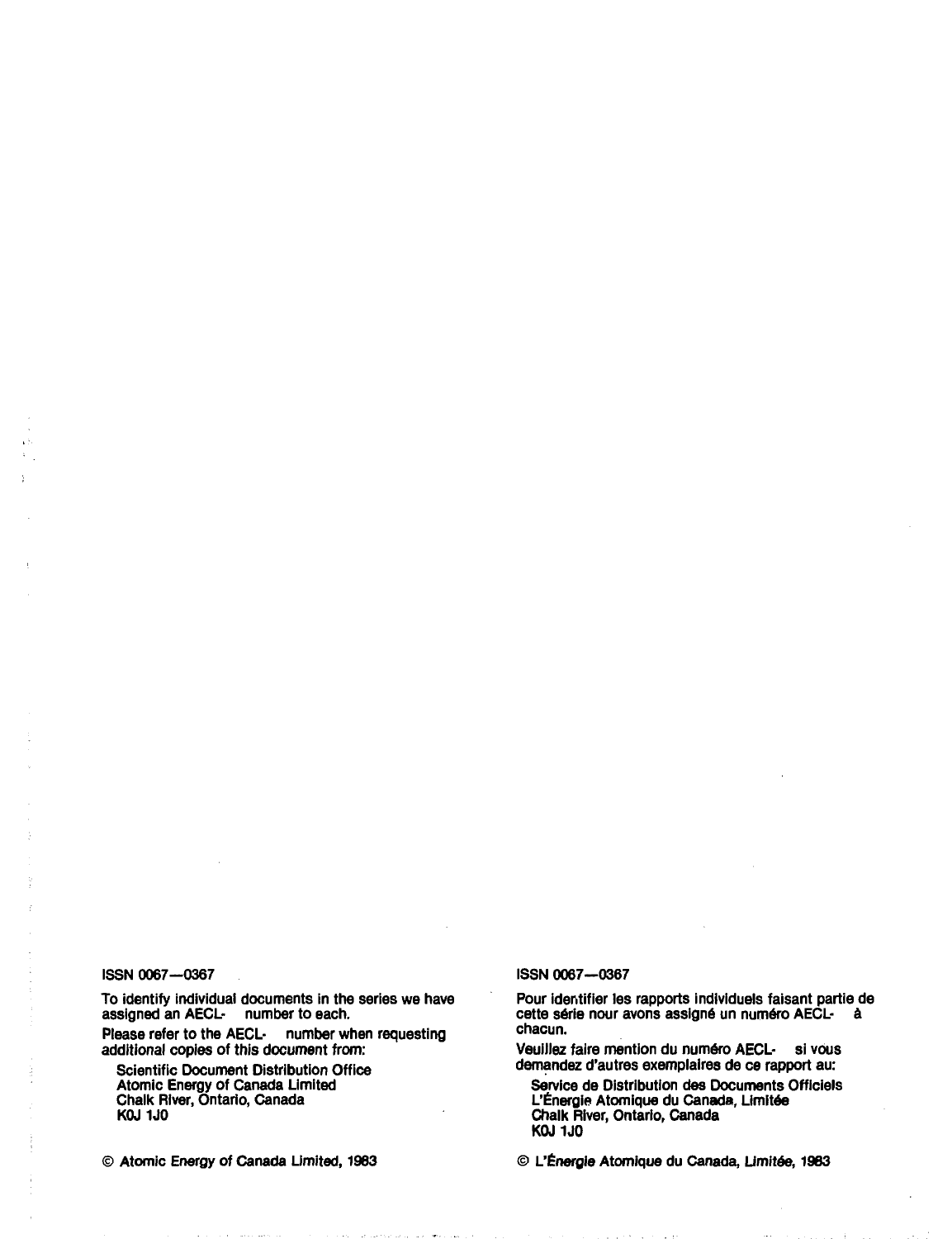ISSN 0067—0367

To identify individual documents in the series we have assigned an AECL- number to each.

Please refer to the AECL- number when requesting additional copies of this document from:

Scientific Document Distribution Office
Atomic Energy of Canada Limited
Chalk River, Ontario, Canada
K0J 1J0

© Atomic Energy of Canada Limited, 1983

ISSN 0067—0367

Pour identifier les rapports individuels faisant partie de cette série nour avons assigné un numéro AECL- à chacun.

Veuillez faire mention du numéro AECL- si vous demandez d'autres exemplaires de ce rapport au:

Service de Distribution des Documents Officiels
L'Énergie Atomique du Canada, Limitée
Chalk River, Ontario, Canada
K0J 1J0

© L'Énergie Atomique du Canada, Limitée, 1983